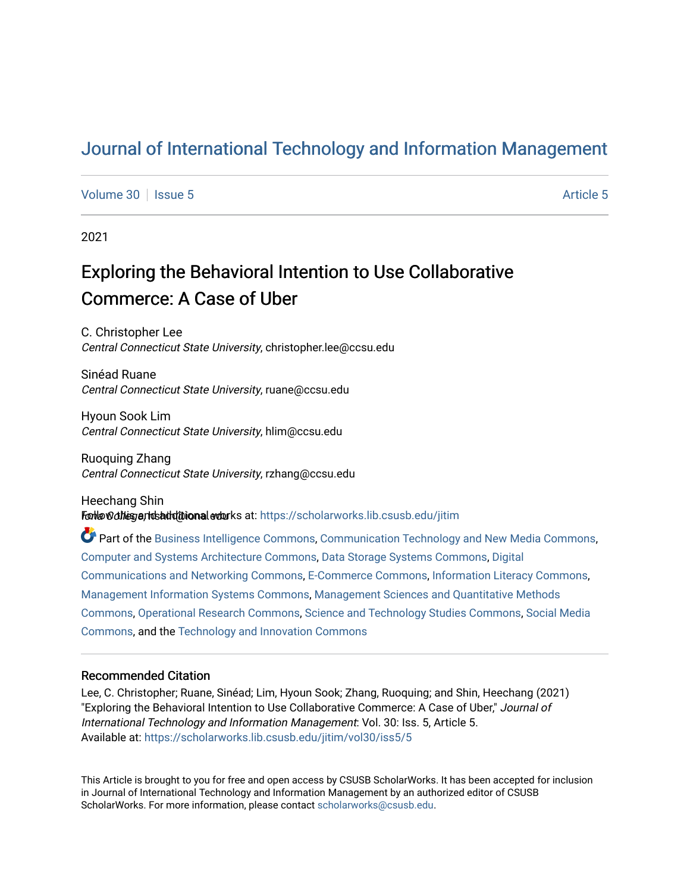# Journal of International Technology and Information Management

Volume 30 | Issue 5 | Article 5

2021

## Exploring the Behavioral Intention to Use Collaborative Commerce: A Case of Uber

C. Christopher Lee
*Central Connecticut State University*, christopher.lee@ccsu.edu

Sinéad Ruane
*Central Connecticut State University*, ruane@ccsu.edu

Hyoun Sook Lim
*Central Connecticut State University*, hlim@ccsu.edu

Ruoquing Zhang
*Central Connecticut State University*, rzhang@ccsu.edu

Heechang Shin
*Iona College*, hshin@iona.edu

Follow this and additional works at: https://scholarworks.lib.csusb.edu/jitim

Part of the Business Intelligence Commons, Communication Technology and New Media Commons, Computer and Systems Architecture Commons, Data Storage Systems Commons, Digital Communications and Networking Commons, E-Commerce Commons, Information Literacy Commons, Management Information Systems Commons, Management Sciences and Quantitative Methods Commons, Operational Research Commons, Science and Technology Studies Commons, Social Media Commons, and the Technology and Innovation Commons

### Recommended Citation

Lee, C. Christopher; Ruane, Sinéad; Lim, Hyoun Sook; Zhang, Ruoquing; and Shin, Heechang (2021) "Exploring the Behavioral Intention to Use Collaborative Commerce: A Case of Uber," *Journal of International Technology and Information Management*: Vol. 30: Iss. 5, Article 5.
Available at: https://scholarworks.lib.csusb.edu/jitim/vol30/iss5/5

This Article is brought to you for free and open access by CSUSB ScholarWorks. It has been accepted for inclusion in Journal of International Technology and Information Management by an authorized editor of CSUSB ScholarWorks. For more information, please contact scholarworks@csusb.edu.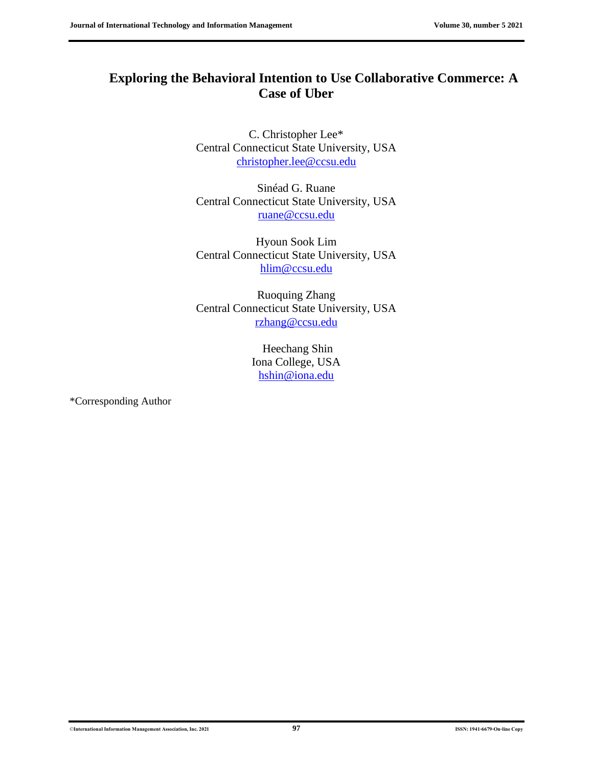# Exploring the Behavioral Intention to Use Collaborative Commerce: A Case of Uber

C. Christopher Lee*
Central Connecticut State University, USA
christopher.lee@ccsu.edu

Sinéad G. Ruane
Central Connecticut State University, USA
ruane@ccsu.edu

Hyoun Sook Lim
Central Connecticut State University, USA
hlim@ccsu.edu

Ruoquing Zhang
Central Connecticut State University, USA
rzhang@ccsu.edu

Heechang Shin
Iona College, USA
hshin@iona.edu

*Corresponding Author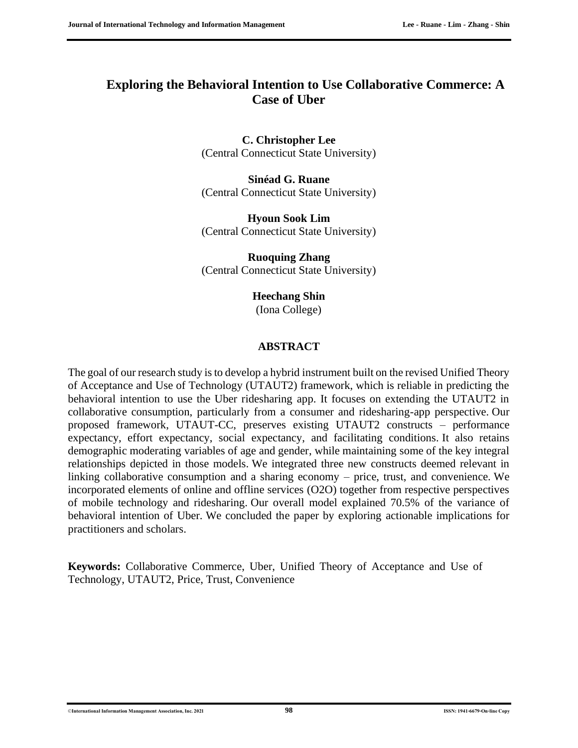# Exploring the Behavioral Intention to Use Collaborative Commerce: A Case of Uber

**C. Christopher Lee**
(Central Connecticut State University)

**Sinéad G. Ruane**
(Central Connecticut State University)

**Hyoun Sook Lim**
(Central Connecticut State University)

**Ruoquing Zhang**
(Central Connecticut State University)

**Heechang Shin**
(Iona College)

## ABSTRACT

The goal of our research study is to develop a hybrid instrument built on the revised Unified Theory of Acceptance and Use of Technology (UTAUT2) framework, which is reliable in predicting the behavioral intention to use the Uber ridesharing app. It focuses on extending the UTAUT2 in collaborative consumption, particularly from a consumer and ridesharing-app perspective. Our proposed framework, UTAUT-CC, preserves existing UTAUT2 constructs – performance expectancy, effort expectancy, social expectancy, and facilitating conditions. It also retains demographic moderating variables of age and gender, while maintaining some of the key integral relationships depicted in those models. We integrated three new constructs deemed relevant in linking collaborative consumption and a sharing economy – price, trust, and convenience. We incorporated elements of online and offline services (O2O) together from respective perspectives of mobile technology and ridesharing. Our overall model explained 70.5% of the variance of behavioral intention of Uber. We concluded the paper by exploring actionable implications for practitioners and scholars.

**Keywords:** Collaborative Commerce, Uber, Unified Theory of Acceptance and Use of Technology, UTAUT2, Price, Trust, Convenience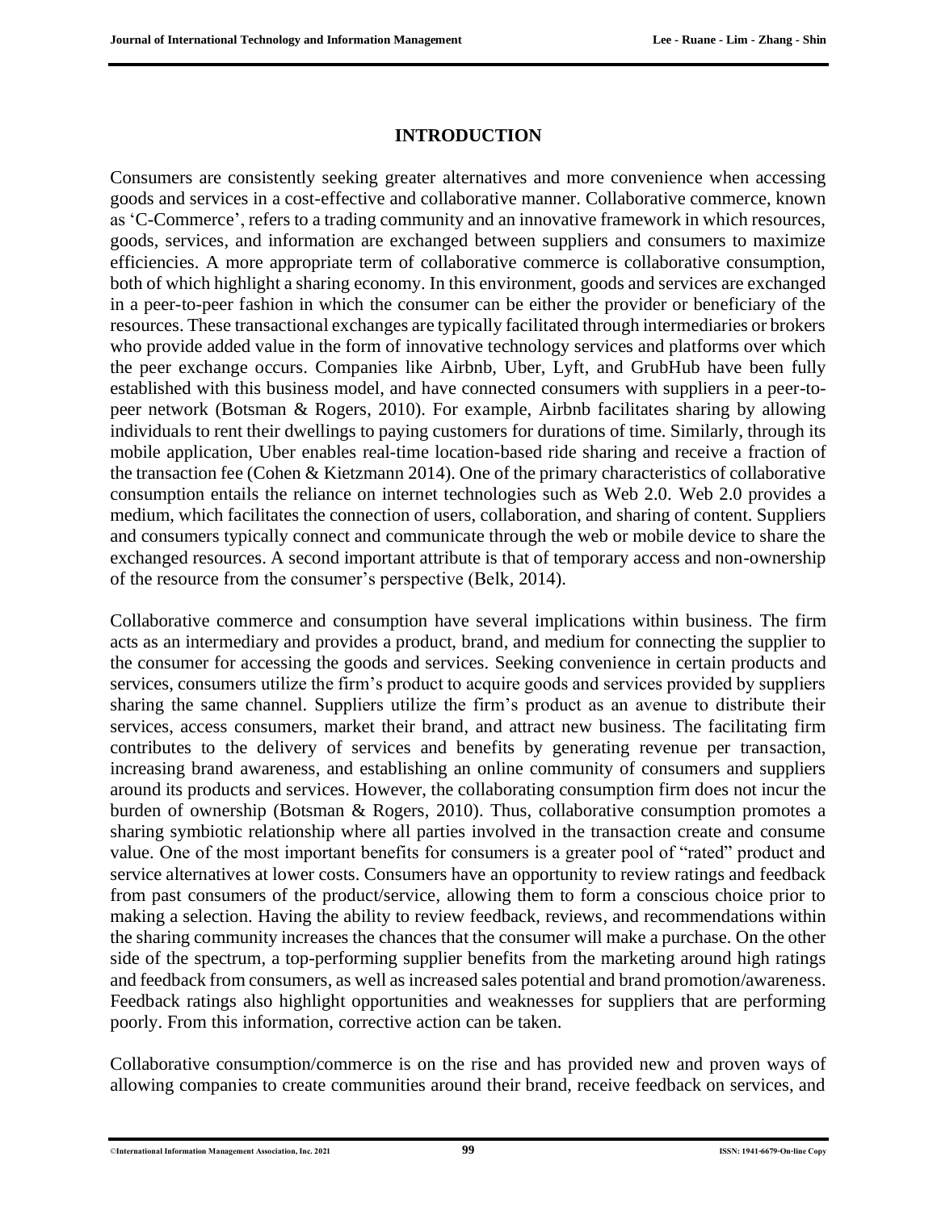## INTRODUCTION

Consumers are consistently seeking greater alternatives and more convenience when accessing goods and services in a cost-effective and collaborative manner. Collaborative commerce, known as 'C-Commerce', refers to a trading community and an innovative framework in which resources, goods, services, and information are exchanged between suppliers and consumers to maximize efficiencies. A more appropriate term of collaborative commerce is collaborative consumption, both of which highlight a sharing economy. In this environment, goods and services are exchanged in a peer-to-peer fashion in which the consumer can be either the provider or beneficiary of the resources. These transactional exchanges are typically facilitated through intermediaries or brokers who provide added value in the form of innovative technology services and platforms over which the peer exchange occurs. Companies like Airbnb, Uber, Lyft, and GrubHub have been fully established with this business model, and have connected consumers with suppliers in a peer-to-peer network (Botsman & Rogers, 2010). For example, Airbnb facilitates sharing by allowing individuals to rent their dwellings to paying customers for durations of time. Similarly, through its mobile application, Uber enables real-time location-based ride sharing and receive a fraction of the transaction fee (Cohen & Kietzmann 2014). One of the primary characteristics of collaborative consumption entails the reliance on internet technologies such as Web 2.0. Web 2.0 provides a medium, which facilitates the connection of users, collaboration, and sharing of content. Suppliers and consumers typically connect and communicate through the web or mobile device to share the exchanged resources. A second important attribute is that of temporary access and non-ownership of the resource from the consumer's perspective (Belk, 2014).

Collaborative commerce and consumption have several implications within business. The firm acts as an intermediary and provides a product, brand, and medium for connecting the supplier to the consumer for accessing the goods and services. Seeking convenience in certain products and services, consumers utilize the firm's product to acquire goods and services provided by suppliers sharing the same channel. Suppliers utilize the firm's product as an avenue to distribute their services, access consumers, market their brand, and attract new business. The facilitating firm contributes to the delivery of services and benefits by generating revenue per transaction, increasing brand awareness, and establishing an online community of consumers and suppliers around its products and services. However, the collaborating consumption firm does not incur the burden of ownership (Botsman & Rogers, 2010). Thus, collaborative consumption promotes a sharing symbiotic relationship where all parties involved in the transaction create and consume value. One of the most important benefits for consumers is a greater pool of "rated" product and service alternatives at lower costs. Consumers have an opportunity to review ratings and feedback from past consumers of the product/service, allowing them to form a conscious choice prior to making a selection. Having the ability to review feedback, reviews, and recommendations within the sharing community increases the chances that the consumer will make a purchase. On the other side of the spectrum, a top-performing supplier benefits from the marketing around high ratings and feedback from consumers, as well as increased sales potential and brand promotion/awareness. Feedback ratings also highlight opportunities and weaknesses for suppliers that are performing poorly. From this information, corrective action can be taken.

Collaborative consumption/commerce is on the rise and has provided new and proven ways of allowing companies to create communities around their brand, receive feedback on services, and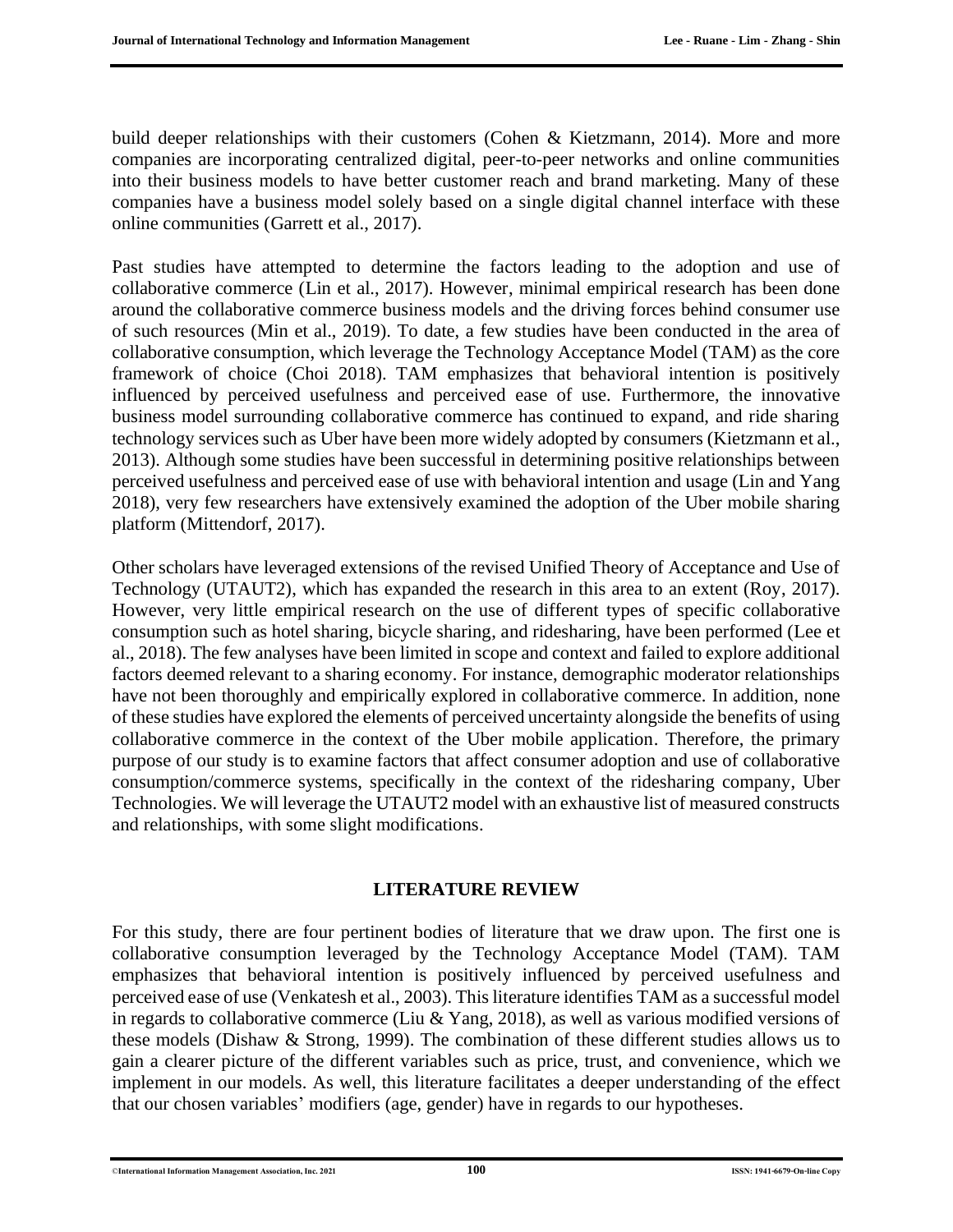build deeper relationships with their customers (Cohen & Kietzmann, 2014). More and more companies are incorporating centralized digital, peer-to-peer networks and online communities into their business models to have better customer reach and brand marketing. Many of these companies have a business model solely based on a single digital channel interface with these online communities (Garrett et al., 2017).

Past studies have attempted to determine the factors leading to the adoption and use of collaborative commerce (Lin et al., 2017). However, minimal empirical research has been done around the collaborative commerce business models and the driving forces behind consumer use of such resources (Min et al., 2019). To date, a few studies have been conducted in the area of collaborative consumption, which leverage the Technology Acceptance Model (TAM) as the core framework of choice (Choi 2018). TAM emphasizes that behavioral intention is positively influenced by perceived usefulness and perceived ease of use. Furthermore, the innovative business model surrounding collaborative commerce has continued to expand, and ride sharing technology services such as Uber have been more widely adopted by consumers (Kietzmann et al., 2013). Although some studies have been successful in determining positive relationships between perceived usefulness and perceived ease of use with behavioral intention and usage (Lin and Yang 2018), very few researchers have extensively examined the adoption of the Uber mobile sharing platform (Mittendorf, 2017).

Other scholars have leveraged extensions of the revised Unified Theory of Acceptance and Use of Technology (UTAUT2), which has expanded the research in this area to an extent (Roy, 2017). However, very little empirical research on the use of different types of specific collaborative consumption such as hotel sharing, bicycle sharing, and ridesharing, have been performed (Lee et al., 2018). The few analyses have been limited in scope and context and failed to explore additional factors deemed relevant to a sharing economy. For instance, demographic moderator relationships have not been thoroughly and empirically explored in collaborative commerce. In addition, none of these studies have explored the elements of perceived uncertainty alongside the benefits of using collaborative commerce in the context of the Uber mobile application. Therefore, the primary purpose of our study is to examine factors that affect consumer adoption and use of collaborative consumption/commerce systems, specifically in the context of the ridesharing company, Uber Technologies. We will leverage the UTAUT2 model with an exhaustive list of measured constructs and relationships, with some slight modifications.

## LITERATURE REVIEW

For this study, there are four pertinent bodies of literature that we draw upon. The first one is collaborative consumption leveraged by the Technology Acceptance Model (TAM). TAM emphasizes that behavioral intention is positively influenced by perceived usefulness and perceived ease of use (Venkatesh et al., 2003). This literature identifies TAM as a successful model in regards to collaborative commerce (Liu & Yang, 2018), as well as various modified versions of these models (Dishaw & Strong, 1999). The combination of these different studies allows us to gain a clearer picture of the different variables such as price, trust, and convenience, which we implement in our models. As well, this literature facilitates a deeper understanding of the effect that our chosen variables' modifiers (age, gender) have in regards to our hypotheses.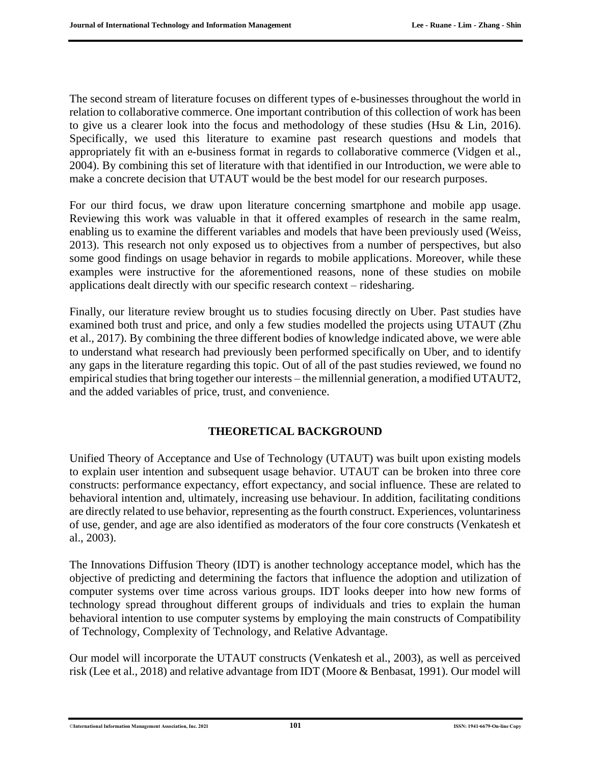The second stream of literature focuses on different types of e-businesses throughout the world in relation to collaborative commerce. One important contribution of this collection of work has been to give us a clearer look into the focus and methodology of these studies (Hsu & Lin, 2016). Specifically, we used this literature to examine past research questions and models that appropriately fit with an e-business format in regards to collaborative commerce (Vidgen et al., 2004). By combining this set of literature with that identified in our Introduction, we were able to make a concrete decision that UTAUT would be the best model for our research purposes.

For our third focus, we draw upon literature concerning smartphone and mobile app usage. Reviewing this work was valuable in that it offered examples of research in the same realm, enabling us to examine the different variables and models that have been previously used (Weiss, 2013). This research not only exposed us to objectives from a number of perspectives, but also some good findings on usage behavior in regards to mobile applications. Moreover, while these examples were instructive for the aforementioned reasons, none of these studies on mobile applications dealt directly with our specific research context – ridesharing.

Finally, our literature review brought us to studies focusing directly on Uber. Past studies have examined both trust and price, and only a few studies modelled the projects using UTAUT (Zhu et al., 2017). By combining the three different bodies of knowledge indicated above, we were able to understand what research had previously been performed specifically on Uber, and to identify any gaps in the literature regarding this topic. Out of all of the past studies reviewed, we found no empirical studies that bring together our interests – the millennial generation, a modified UTAUT2, and the added variables of price, trust, and convenience.

## THEORETICAL BACKGROUND

Unified Theory of Acceptance and Use of Technology (UTAUT) was built upon existing models to explain user intention and subsequent usage behavior. UTAUT can be broken into three core constructs: performance expectancy, effort expectancy, and social influence. These are related to behavioral intention and, ultimately, increasing use behaviour. In addition, facilitating conditions are directly related to use behavior, representing as the fourth construct. Experiences, voluntariness of use, gender, and age are also identified as moderators of the four core constructs (Venkatesh et al., 2003).

The Innovations Diffusion Theory (IDT) is another technology acceptance model, which has the objective of predicting and determining the factors that influence the adoption and utilization of computer systems over time across various groups. IDT looks deeper into how new forms of technology spread throughout different groups of individuals and tries to explain the human behavioral intention to use computer systems by employing the main constructs of Compatibility of Technology, Complexity of Technology, and Relative Advantage.

Our model will incorporate the UTAUT constructs (Venkatesh et al., 2003), as well as perceived risk (Lee et al., 2018) and relative advantage from IDT (Moore & Benbasat, 1991). Our model will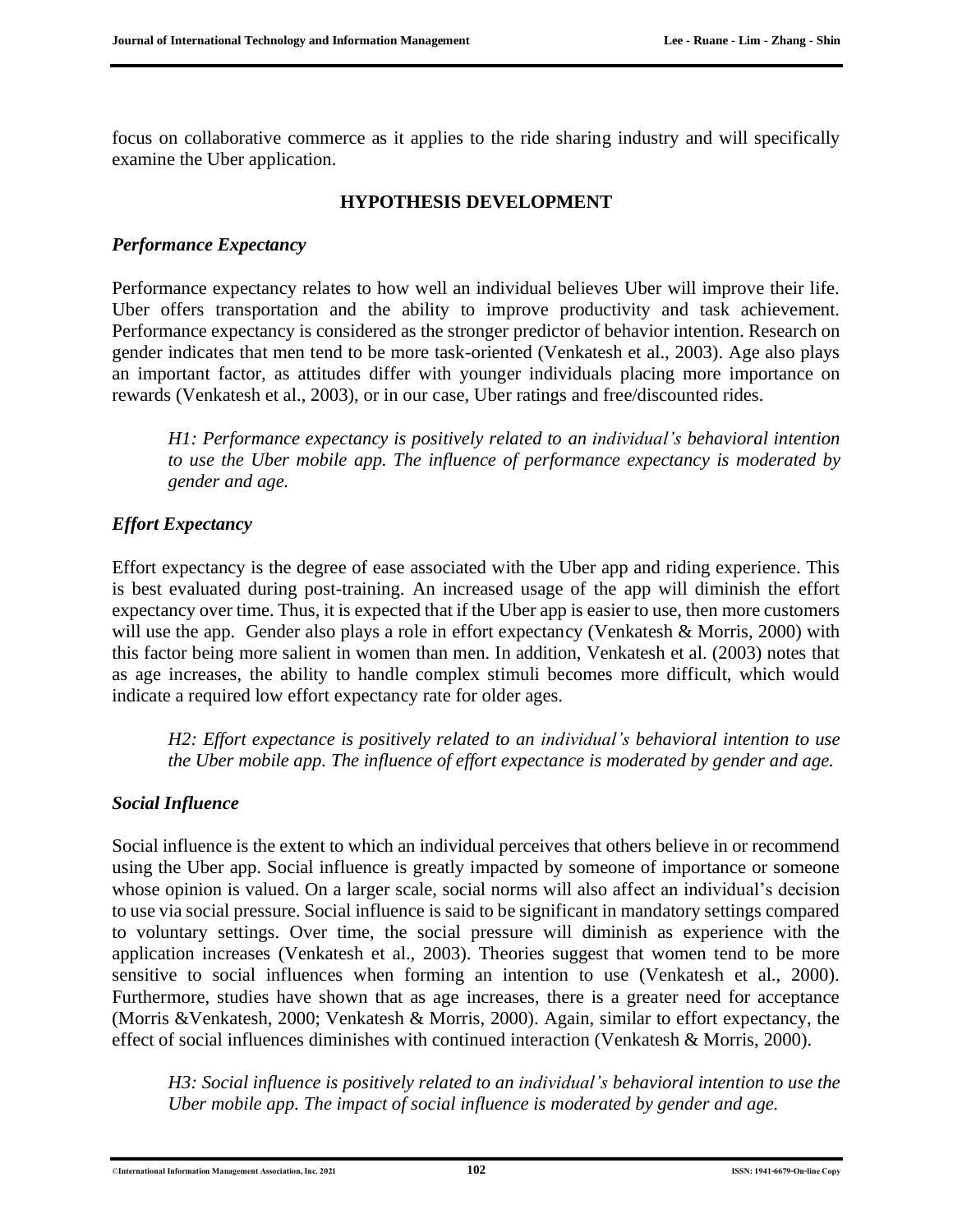focus on collaborative commerce as it applies to the ride sharing industry and will specifically examine the Uber application.

## HYPOTHESIS DEVELOPMENT

### *Performance Expectancy*

Performance expectancy relates to how well an individual believes Uber will improve their life. Uber offers transportation and the ability to improve productivity and task achievement. Performance expectancy is considered as the stronger predictor of behavior intention. Research on gender indicates that men tend to be more task-oriented (Venkatesh et al., 2003). Age also plays an important factor, as attitudes differ with younger individuals placing more importance on rewards (Venkatesh et al., 2003), or in our case, Uber ratings and free/discounted rides.

> *H1: Performance expectancy is positively related to an individual's behavioral intention to use the Uber mobile app. The influence of performance expectancy is moderated by gender and age.*

### *Effort Expectancy*

Effort expectancy is the degree of ease associated with the Uber app and riding experience. This is best evaluated during post-training. An increased usage of the app will diminish the effort expectancy over time. Thus, it is expected that if the Uber app is easier to use, then more customers will use the app. Gender also plays a role in effort expectancy (Venkatesh & Morris, 2000) with this factor being more salient in women than men. In addition, Venkatesh et al. (2003) notes that as age increases, the ability to handle complex stimuli becomes more difficult, which would indicate a required low effort expectancy rate for older ages.

> *H2: Effort expectance is positively related to an individual's behavioral intention to use the Uber mobile app. The influence of effort expectance is moderated by gender and age.*

### *Social Influence*

Social influence is the extent to which an individual perceives that others believe in or recommend using the Uber app. Social influence is greatly impacted by someone of importance or someone whose opinion is valued. On a larger scale, social norms will also affect an individual's decision to use via social pressure. Social influence is said to be significant in mandatory settings compared to voluntary settings. Over time, the social pressure will diminish as experience with the application increases (Venkatesh et al., 2003). Theories suggest that women tend to be more sensitive to social influences when forming an intention to use (Venkatesh et al., 2000). Furthermore, studies have shown that as age increases, there is a greater need for acceptance (Morris &Venkatesh, 2000; Venkatesh & Morris, 2000). Again, similar to effort expectancy, the effect of social influences diminishes with continued interaction (Venkatesh & Morris, 2000).

> *H3: Social influence is positively related to an individual's behavioral intention to use the Uber mobile app. The impact of social influence is moderated by gender and age.*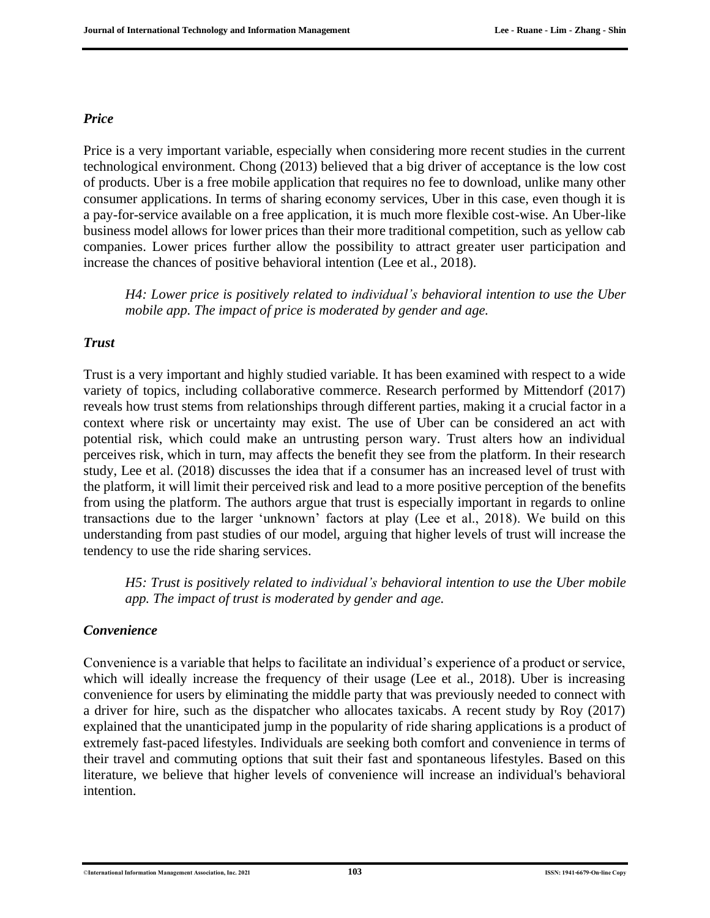### *Price*

Price is a very important variable, especially when considering more recent studies in the current technological environment. Chong (2013) believed that a big driver of acceptance is the low cost of products. Uber is a free mobile application that requires no fee to download, unlike many other consumer applications. In terms of sharing economy services, Uber in this case, even though it is a pay-for-service available on a free application, it is much more flexible cost-wise. An Uber-like business model allows for lower prices than their more traditional competition, such as yellow cab companies. Lower prices further allow the possibility to attract greater user participation and increase the chances of positive behavioral intention (Lee et al., 2018).

> *H4: Lower price is positively related to individual's behavioral intention to use the Uber mobile app. The impact of price is moderated by gender and age.*

### *Trust*

Trust is a very important and highly studied variable. It has been examined with respect to a wide variety of topics, including collaborative commerce. Research performed by Mittendorf (2017) reveals how trust stems from relationships through different parties, making it a crucial factor in a context where risk or uncertainty may exist. The use of Uber can be considered an act with potential risk, which could make an untrusting person wary. Trust alters how an individual perceives risk, which in turn, may affects the benefit they see from the platform. In their research study, Lee et al. (2018) discusses the idea that if a consumer has an increased level of trust with the platform, it will limit their perceived risk and lead to a more positive perception of the benefits from using the platform. The authors argue that trust is especially important in regards to online transactions due to the larger 'unknown' factors at play (Lee et al., 2018). We build on this understanding from past studies of our model, arguing that higher levels of trust will increase the tendency to use the ride sharing services.

> *H5: Trust is positively related to individual's behavioral intention to use the Uber mobile app. The impact of trust is moderated by gender and age.*

### *Convenience*

Convenience is a variable that helps to facilitate an individual's experience of a product or service, which will ideally increase the frequency of their usage (Lee et al., 2018). Uber is increasing convenience for users by eliminating the middle party that was previously needed to connect with a driver for hire, such as the dispatcher who allocates taxicabs. A recent study by Roy (2017) explained that the unanticipated jump in the popularity of ride sharing applications is a product of extremely fast-paced lifestyles. Individuals are seeking both comfort and convenience in terms of their travel and commuting options that suit their fast and spontaneous lifestyles. Based on this literature, we believe that higher levels of convenience will increase an individual's behavioral intention.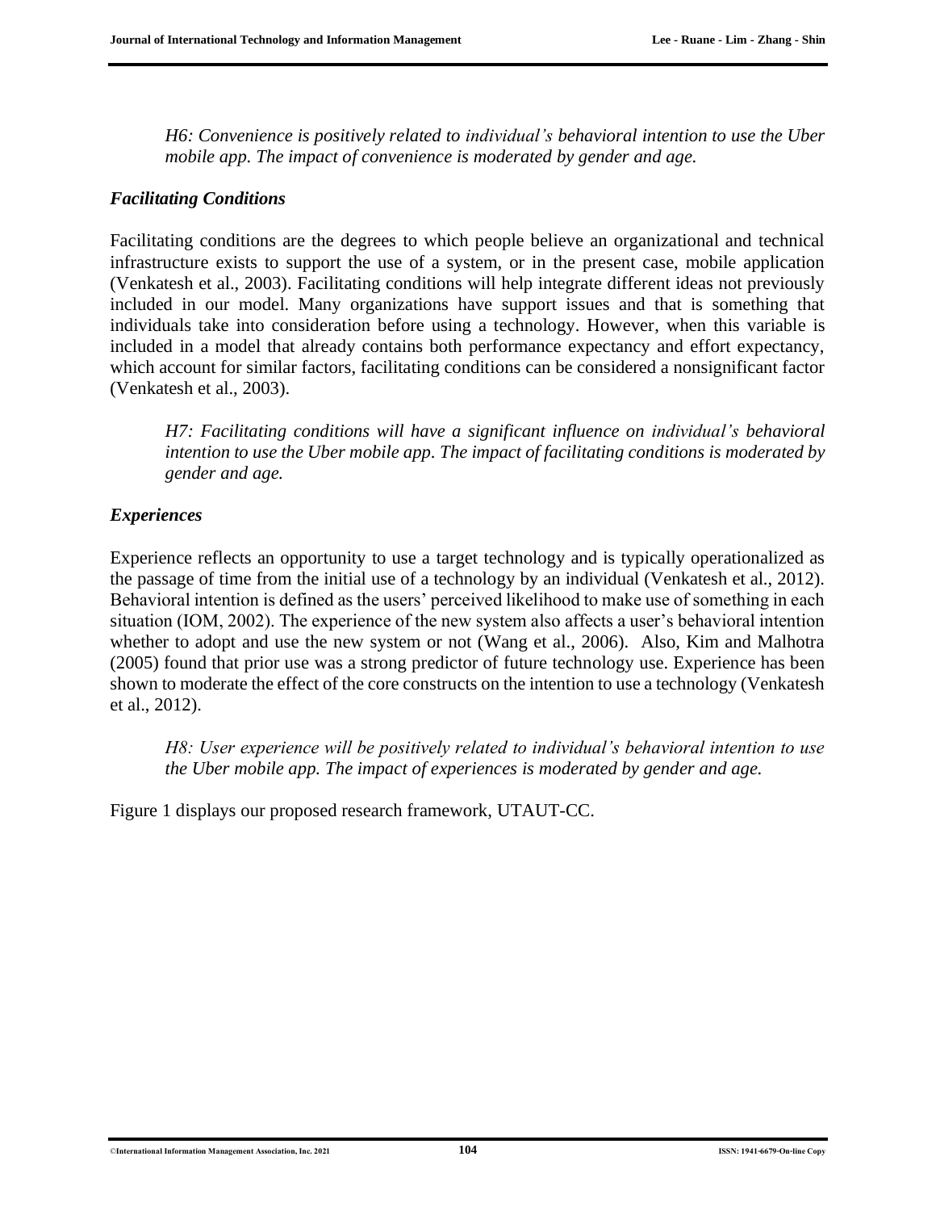*H6: Convenience is positively related to individual's behavioral intention to use the Uber mobile app. The impact of convenience is moderated by gender and age.*

### *Facilitating Conditions*

Facilitating conditions are the degrees to which people believe an organizational and technical infrastructure exists to support the use of a system, or in the present case, mobile application (Venkatesh et al., 2003). Facilitating conditions will help integrate different ideas not previously included in our model. Many organizations have support issues and that is something that individuals take into consideration before using a technology. However, when this variable is included in a model that already contains both performance expectancy and effort expectancy, which account for similar factors, facilitating conditions can be considered a nonsignificant factor (Venkatesh et al., 2003).

*H7: Facilitating conditions will have a significant influence on individual's behavioral intention to use the Uber mobile app. The impact of facilitating conditions is moderated by gender and age.*

### *Experiences*

Experience reflects an opportunity to use a target technology and is typically operationalized as the passage of time from the initial use of a technology by an individual (Venkatesh et al., 2012). Behavioral intention is defined as the users' perceived likelihood to make use of something in each situation (IOM, 2002). The experience of the new system also affects a user's behavioral intention whether to adopt and use the new system or not (Wang et al., 2006). Also, Kim and Malhotra (2005) found that prior use was a strong predictor of future technology use. Experience has been shown to moderate the effect of the core constructs on the intention to use a technology (Venkatesh et al., 2012).

*H8: User experience will be positively related to individual's behavioral intention to use the Uber mobile app. The impact of experiences is moderated by gender and age.*

Figure 1 displays our proposed research framework, UTAUT-CC.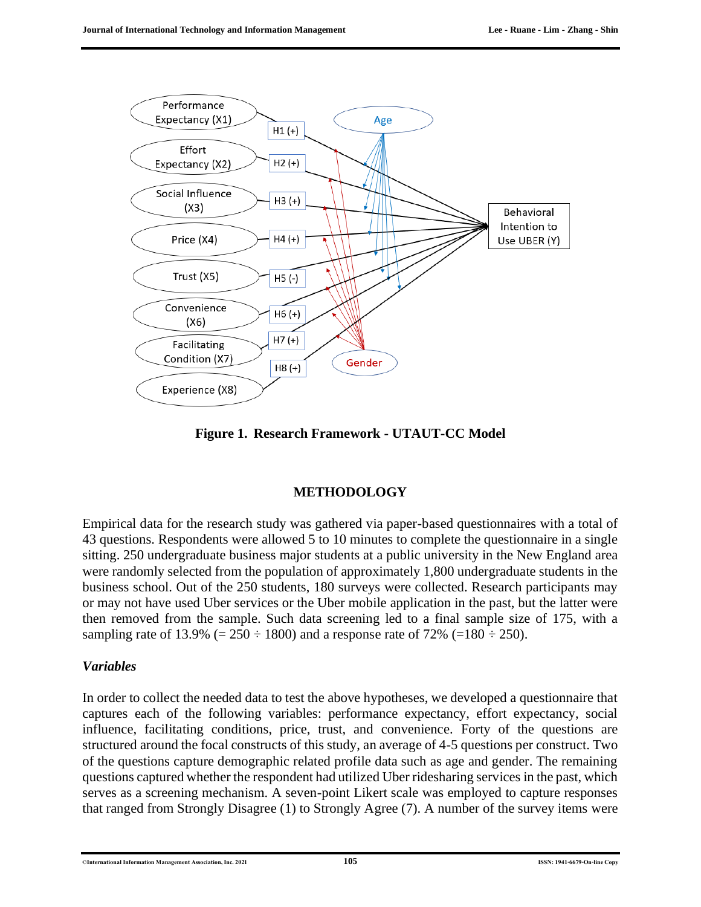**Figure 1. Research Framework - UTAUT-CC Model**

## METHODOLOGY

Empirical data for the research study was gathered via paper-based questionnaires with a total of 43 questions. Respondents were allowed 5 to 10 minutes to complete the questionnaire in a single sitting. 250 undergraduate business major students at a public university in the New England area were randomly selected from the population of approximately 1,800 undergraduate students in the business school. Out of the 250 students, 180 surveys were collected. Research participants may or may not have used Uber services or the Uber mobile application in the past, but the latter were then removed from the sample. Such data screening led to a final sample size of 175, with a sampling rate of 13.9% (= 250 ÷ 1800) and a response rate of 72% (=180 ÷ 250).

### *Variables*

In order to collect the needed data to test the above hypotheses, we developed a questionnaire that captures each of the following variables: performance expectancy, effort expectancy, social influence, facilitating conditions, price, trust, and convenience. Forty of the questions are structured around the focal constructs of this study, an average of 4-5 questions per construct. Two of the questions capture demographic related profile data such as age and gender. The remaining questions captured whether the respondent had utilized Uber ridesharing services in the past, which serves as a screening mechanism. A seven-point Likert scale was employed to capture responses that ranged from Strongly Disagree (1) to Strongly Agree (7). A number of the survey items were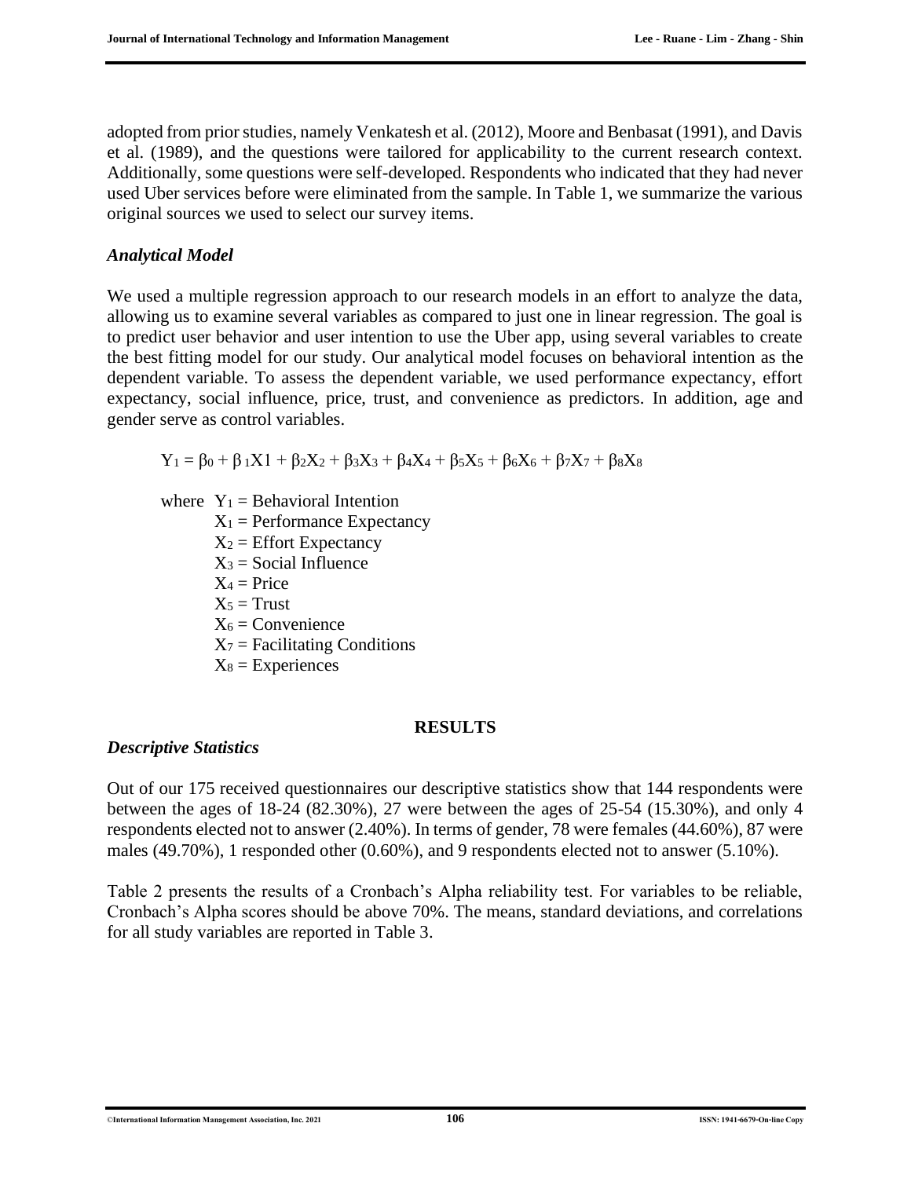adopted from prior studies, namely Venkatesh et al. (2012), Moore and Benbasat (1991), and Davis et al. (1989), and the questions were tailored for applicability to the current research context. Additionally, some questions were self-developed. Respondents who indicated that they had never used Uber services before were eliminated from the sample. In Table 1, we summarize the various original sources we used to select our survey items.

### *Analytical Model*

We used a multiple regression approach to our research models in an effort to analyze the data, allowing us to examine several variables as compared to just one in linear regression. The goal is to predict user behavior and user intention to use the Uber app, using several variables to create the best fitting model for our study. Our analytical model focuses on behavioral intention as the dependent variable. To assess the dependent variable, we used performance expectancy, effort expectancy, social influence, price, trust, and convenience as predictors. In addition, age and gender serve as control variables.

$$Y_1 = \beta_0 + \beta_1 X1 + \beta_2 X_2 + \beta_3 X_3 + \beta_4 X_4 + \beta_5 X_5 + \beta_6 X_6 + \beta_7 X_7 + \beta_8 X_8$$

where $Y_1$ = Behavioral Intention
$X_1$ = Performance Expectancy
$X_2$ = Effort Expectancy
$X_3$ = Social Influence
$X_4$ = Price
$X_5$ = Trust
$X_6$ = Convenience
$X_7$ = Facilitating Conditions
$X_8$ = Experiences

## RESULTS

### *Descriptive Statistics*

Out of our 175 received questionnaires our descriptive statistics show that 144 respondents were between the ages of 18-24 (82.30%), 27 were between the ages of 25-54 (15.30%), and only 4 respondents elected not to answer (2.40%). In terms of gender, 78 were females (44.60%), 87 were males (49.70%), 1 responded other (0.60%), and 9 respondents elected not to answer (5.10%).

Table 2 presents the results of a Cronbach's Alpha reliability test. For variables to be reliable, Cronbach's Alpha scores should be above 70%. The means, standard deviations, and correlations for all study variables are reported in Table 3.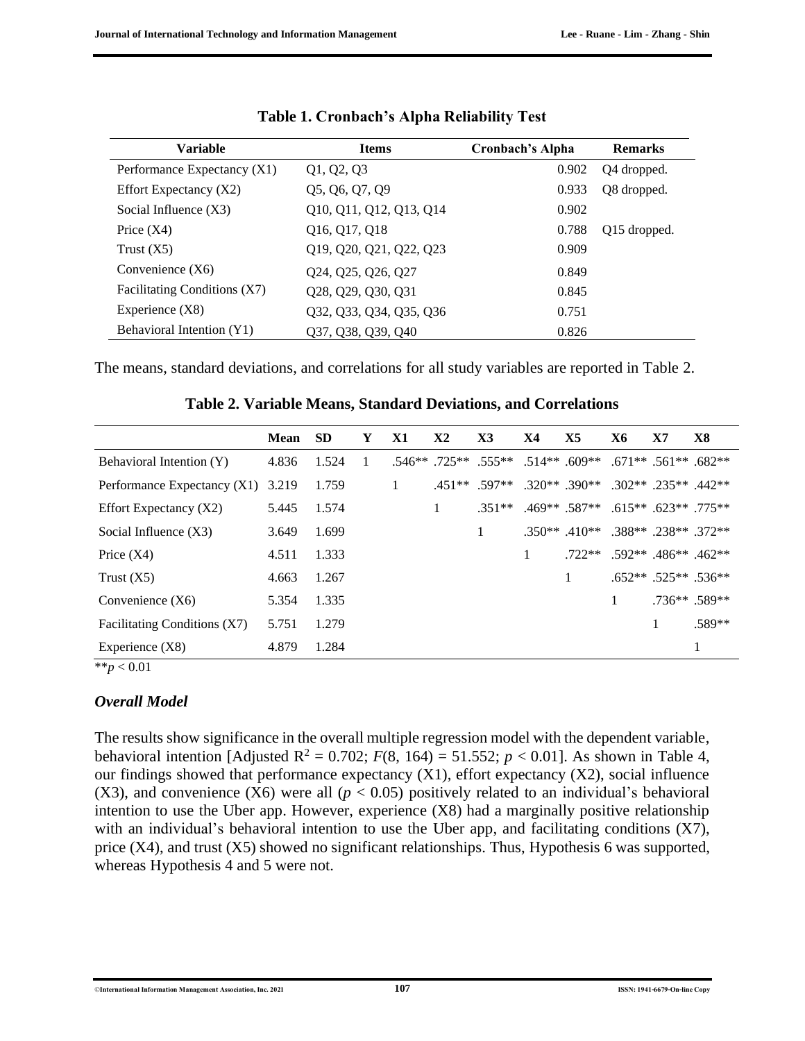**Table 1. Cronbach's Alpha Reliability Test**

| Variable | Items | Cronbach's Alpha | Remarks |
|---|---|---|---|
| Performance Expectancy (X1) | Q1, Q2, Q3 | 0.902 | Q4 dropped. |
| Effort Expectancy (X2) | Q5, Q6, Q7, Q9 | 0.933 | Q8 dropped. |
| Social Influence (X3) | Q10, Q11, Q12, Q13, Q14 | 0.902 | |
| Price (X4) | Q16, Q17, Q18 | 0.788 | Q15 dropped. |
| Trust (X5) | Q19, Q20, Q21, Q22, Q23 | 0.909 | |
| Convenience (X6) | Q24, Q25, Q26, Q27 | 0.849 | |
| Facilitating Conditions (X7) | Q28, Q29, Q30, Q31 | 0.845 | |
| Experience (X8) | Q32, Q33, Q34, Q35, Q36 | 0.751 | |
| Behavioral Intention (Y1) | Q37, Q38, Q39, Q40 | 0.826 | |

The means, standard deviations, and correlations for all study variables are reported in Table 2.

**Table 2. Variable Means, Standard Deviations, and Correlations**

| | Mean | SD | Y | X1 | X2 | X3 | X4 | X5 | X6 | X7 | X8 |
|---|---|---|---|---|---|---|---|---|---|---|---|
| Behavioral Intention (Y) | 4.836 | 1.524 | 1 | .546** | .725** | .555** | .514** | .609** | .671** | .561** | .682** |
| Performance Expectancy (X1) | 3.219 | 1.759 | | 1 | .451** | .597** | .320** | .390** | .302** | .235** | .442** |
| Effort Expectancy (X2) | 5.445 | 1.574 | | | 1 | .351** | .469** | .587** | .615** | .623** | .775** |
| Social Influence (X3) | 3.649 | 1.699 | | | | 1 | .350** | .410** | .388** | .238** | .372** |
| Price (X4) | 4.511 | 1.333 | | | | | 1 | .722** | .592** | .486** | .462** |
| Trust (X5) | 4.663 | 1.267 | | | | | | 1 | .652** | .525** | .536** |
| Convenience (X6) | 5.354 | 1.335 | | | | | | | 1 | .736** | .589** |
| Facilitating Conditions (X7) | 5.751 | 1.279 | | | | | | | | 1 | .589** |
| Experience (X8) | 4.879 | 1.284 | | | | | | | | | 1 |

** $p < 0.01$

### *Overall Model*

The results show significance in the overall multiple regression model with the dependent variable, behavioral intention [Adjusted $R^2 = 0.702$; $F(8, 164) = 51.552$; $p < 0.01$]. As shown in Table 4, our findings showed that performance expectancy (X1), effort expectancy (X2), social influence (X3), and convenience (X6) were all ($p < 0.05$) positively related to an individual's behavioral intention to use the Uber app. However, experience (X8) had a marginally positive relationship with an individual's behavioral intention to use the Uber app, and facilitating conditions (X7), price (X4), and trust (X5) showed no significant relationships. Thus, Hypothesis 6 was supported, whereas Hypothesis 4 and 5 were not.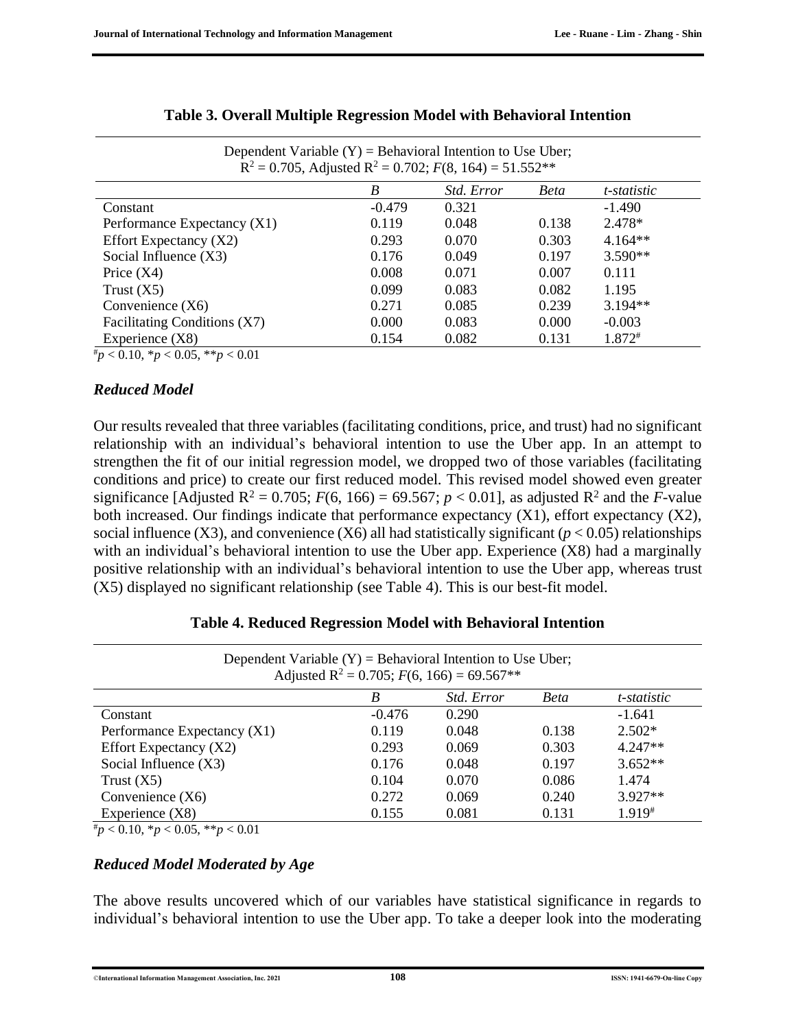**Table 3. Overall Multiple Regression Model with Behavioral Intention**

| Dependent Variable (Y) = Behavioral Intention to Use Uber; $R^2 = 0.705$, Adjusted $R^2 = 0.702$; $F(8, 164) = 51.552$** | | | | |
|---|---|---|---|---|
| | *B* | *Std. Error* | *Beta* | *t-statistic* |
| Constant | -0.479 | 0.321 | | -1.490 |
| Performance Expectancy (X1) | 0.119 | 0.048 | 0.138 | 2.478* |
| Effort Expectancy (X2) | 0.293 | 0.070 | 0.303 | 4.164** |
| Social Influence (X3) | 0.176 | 0.049 | 0.197 | 3.590** |
| Price (X4) | 0.008 | 0.071 | 0.007 | 0.111 |
| Trust (X5) | 0.099 | 0.083 | 0.082 | 1.195 |
| Convenience (X6) | 0.271 | 0.085 | 0.239 | 3.194** |
| Facilitating Conditions (X7) | 0.000 | 0.083 | 0.000 | -0.003 |
| Experience (X8) | 0.154 | 0.082 | 0.131 | 1.872# |

#$p < 0.10$, *$p < 0.05$, **$p < 0.01$

### *Reduced Model*

Our results revealed that three variables (facilitating conditions, price, and trust) had no significant relationship with an individual's behavioral intention to use the Uber app. In an attempt to strengthen the fit of our initial regression model, we dropped two of those variables (facilitating conditions and price) to create our first reduced model. This revised model showed even greater significance [Adjusted $R^2 = 0.705$; $F(6, 166) = 69.567$; $p < 0.01$], as adjusted $R^2$ and the *F*-value both increased. Our findings indicate that performance expectancy (X1), effort expectancy (X2), social influence (X3), and convenience (X6) all had statistically significant ($p < 0.05$) relationships with an individual's behavioral intention to use the Uber app. Experience (X8) had a marginally positive relationship with an individual's behavioral intention to use the Uber app, whereas trust (X5) displayed no significant relationship (see Table 4). This is our best-fit model.

**Table 4. Reduced Regression Model with Behavioral Intention**

| Dependent Variable (Y) = Behavioral Intention to Use Uber; Adjusted $R^2 = 0.705$; $F(6, 166) = 69.567$** | | | | |
|---|---|---|---|---|
| | *B* | *Std. Error* | *Beta* | *t-statistic* |
| Constant | -0.476 | 0.290 | | -1.641 |
| Performance Expectancy (X1) | 0.119 | 0.048 | 0.138 | 2.502* |
| Effort Expectancy (X2) | 0.293 | 0.069 | 0.303 | 4.247** |
| Social Influence (X3) | 0.176 | 0.048 | 0.197 | 3.652** |
| Trust (X5) | 0.104 | 0.070 | 0.086 | 1.474 |
| Convenience (X6) | 0.272 | 0.069 | 0.240 | 3.927** |
| Experience (X8) | 0.155 | 0.081 | 0.131 | 1.919# |

#$p < 0.10$, *$p < 0.05$, **$p < 0.01$

### *Reduced Model Moderated by Age*

The above results uncovered which of our variables have statistical significance in regards to individual's behavioral intention to use the Uber app. To take a deeper look into the moderating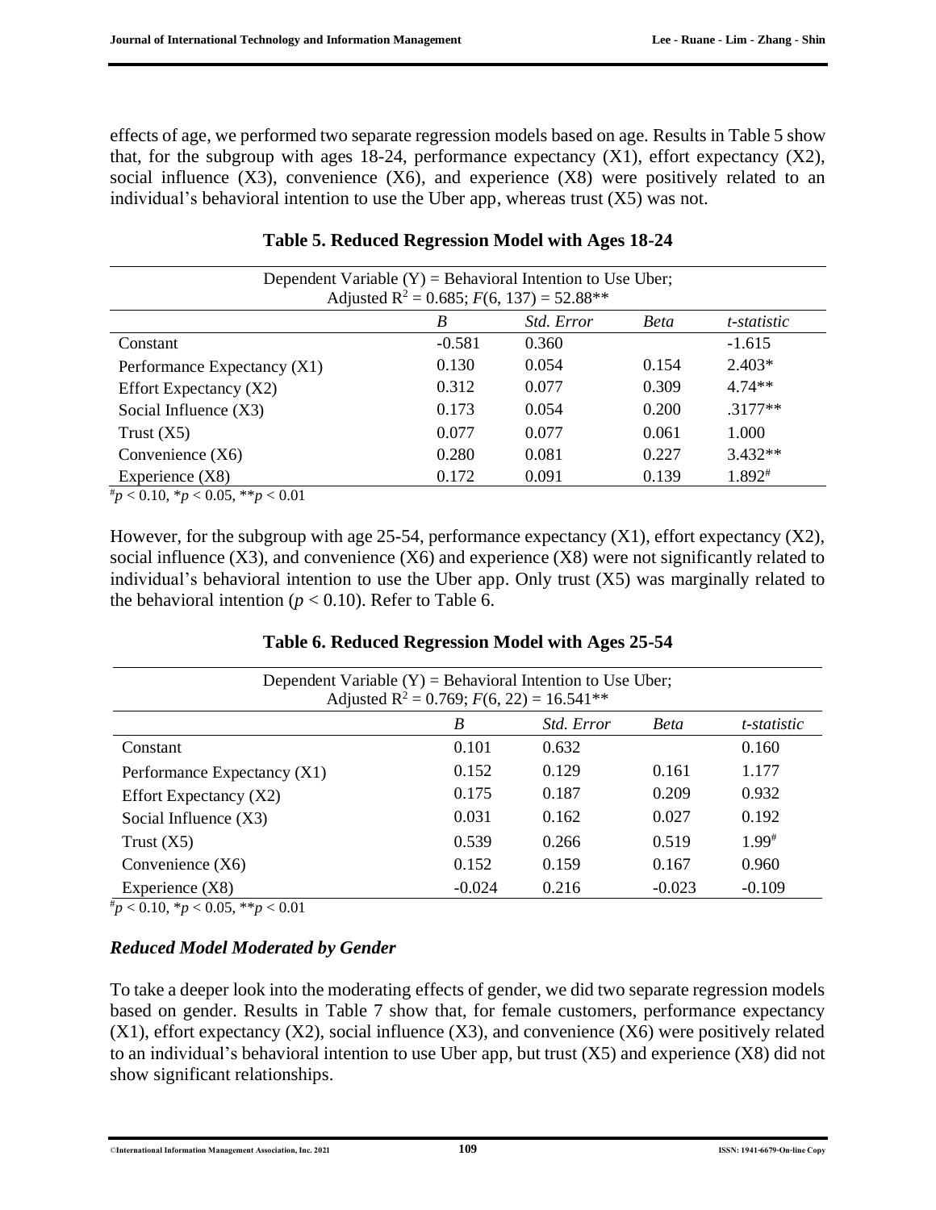effects of age, we performed two separate regression models based on age. Results in Table 5 show that, for the subgroup with ages 18-24, performance expectancy (X1), effort expectancy (X2), social influence (X3), convenience (X6), and experience (X8) were positively related to an individual's behavioral intention to use the Uber app, whereas trust (X5) was not.

**Table 5. Reduced Regression Model with Ages 18-24**

| Dependent Variable (Y) = Behavioral Intention to Use Uber; Adjusted $R^2$ = 0.685; $F(6, 137) = 52.88^{**}$ | | | | |
|---|---|---|---|---|
| | *B* | *Std. Error* | *Beta* | *t-statistic* |
| Constant | -0.581 | 0.360 | | -1.615 |
| Performance Expectancy (X1) | 0.130 | 0.054 | 0.154 | 2.403* |
| Effort Expectancy (X2) | 0.312 | 0.077 | 0.309 | 4.74** |
| Social Influence (X3) | 0.173 | 0.054 | 0.200 | .3177** |
| Trust (X5) | 0.077 | 0.077 | 0.061 | 1.000 |
| Convenience (X6) | 0.280 | 0.081 | 0.227 | 3.432** |
| Experience (X8) | 0.172 | 0.091 | 0.139 | 1.892# |

#$p < 0.10$, *$p < 0.05$, **$p < 0.01$

However, for the subgroup with age 25-54, performance expectancy (X1), effort expectancy (X2), social influence (X3), and convenience (X6) and experience (X8) were not significantly related to individual's behavioral intention to use the Uber app. Only trust (X5) was marginally related to the behavioral intention ($p < 0.10$). Refer to Table 6.

**Table 6. Reduced Regression Model with Ages 25-54**

| Dependent Variable (Y) = Behavioral Intention to Use Uber; Adjusted $R^2$ = 0.769; $F(6, 22) = 16.541^{**}$ | | | | |
|---|---|---|---|---|
| | *B* | *Std. Error* | *Beta* | *t-statistic* |
| Constant | 0.101 | 0.632 | | 0.160 |
| Performance Expectancy (X1) | 0.152 | 0.129 | 0.161 | 1.177 |
| Effort Expectancy (X2) | 0.175 | 0.187 | 0.209 | 0.932 |
| Social Influence (X3) | 0.031 | 0.162 | 0.027 | 0.192 |
| Trust (X5) | 0.539 | 0.266 | 0.519 | 1.99# |
| Convenience (X6) | 0.152 | 0.159 | 0.167 | 0.960 |
| Experience (X8) | -0.024 | 0.216 | -0.023 | -0.109 |

#$p < 0.10$, *$p < 0.05$, **$p < 0.01$

### *Reduced Model Moderated by Gender*

To take a deeper look into the moderating effects of gender, we did two separate regression models based on gender. Results in Table 7 show that, for female customers, performance expectancy (X1), effort expectancy (X2), social influence (X3), and convenience (X6) were positively related to an individual's behavioral intention to use Uber app, but trust (X5) and experience (X8) did not show significant relationships.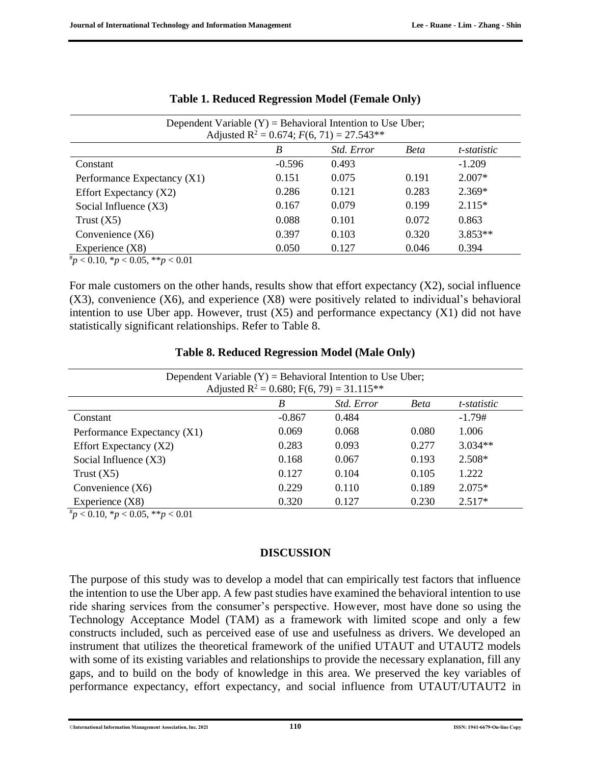**Table 1. Reduced Regression Model (Female Only)**

| Dependent Variable (Y) = Behavioral Intention to Use Uber; Adjusted $R^2 = 0.674$; $F(6, 71) = 27.543$** | | | | |
|---|---|---|---|---|
| | *B* | *Std. Error* | *Beta* | *t-statistic* |
| Constant | -0.596 | 0.493 | | -1.209 |
| Performance Expectancy (X1) | 0.151 | 0.075 | 0.191 | 2.007* |
| Effort Expectancy (X2) | 0.286 | 0.121 | 0.283 | 2.369* |
| Social Influence (X3) | 0.167 | 0.079 | 0.199 | 2.115* |
| Trust (X5) | 0.088 | 0.101 | 0.072 | 0.863 |
| Convenience (X6) | 0.397 | 0.103 | 0.320 | 3.853** |
| Experience (X8) | 0.050 | 0.127 | 0.046 | 0.394 |

$^{\#}p < 0.10$, $^{*}p < 0.05$, $^{**}p < 0.01$

For male customers on the other hands, results show that effort expectancy (X2), social influence (X3), convenience (X6), and experience (X8) were positively related to individual's behavioral intention to use Uber app. However, trust (X5) and performance expectancy (X1) did not have statistically significant relationships. Refer to Table 8.

**Table 8. Reduced Regression Model (Male Only)**

| Dependent Variable (Y) = Behavioral Intention to Use Uber; Adjusted $R^2 = 0.680$; $F(6, 79) = 31.115$** | | | | |
|---|---|---|---|---|
| | *B* | *Std. Error* | *Beta* | *t-statistic* |
| Constant | -0.867 | 0.484 | | -1.79# |
| Performance Expectancy (X1) | 0.069 | 0.068 | 0.080 | 1.006 |
| Effort Expectancy (X2) | 0.283 | 0.093 | 0.277 | 3.034** |
| Social Influence (X3) | 0.168 | 0.067 | 0.193 | 2.508* |
| Trust (X5) | 0.127 | 0.104 | 0.105 | 1.222 |
| Convenience (X6) | 0.229 | 0.110 | 0.189 | 2.075* |
| Experience (X8) | 0.320 | 0.127 | 0.230 | 2.517* |

$^{\#}p < 0.10$, $^{*}p < 0.05$, $^{**}p < 0.01$

## DISCUSSION

The purpose of this study was to develop a model that can empirically test factors that influence the intention to use the Uber app. A few past studies have examined the behavioral intention to use ride sharing services from the consumer's perspective. However, most have done so using the Technology Acceptance Model (TAM) as a framework with limited scope and only a few constructs included, such as perceived ease of use and usefulness as drivers. We developed an instrument that utilizes the theoretical framework of the unified UTAUT and UTAUT2 models with some of its existing variables and relationships to provide the necessary explanation, fill any gaps, and to build on the body of knowledge in this area. We preserved the key variables of performance expectancy, effort expectancy, and social influence from UTAUT/UTAUT2 in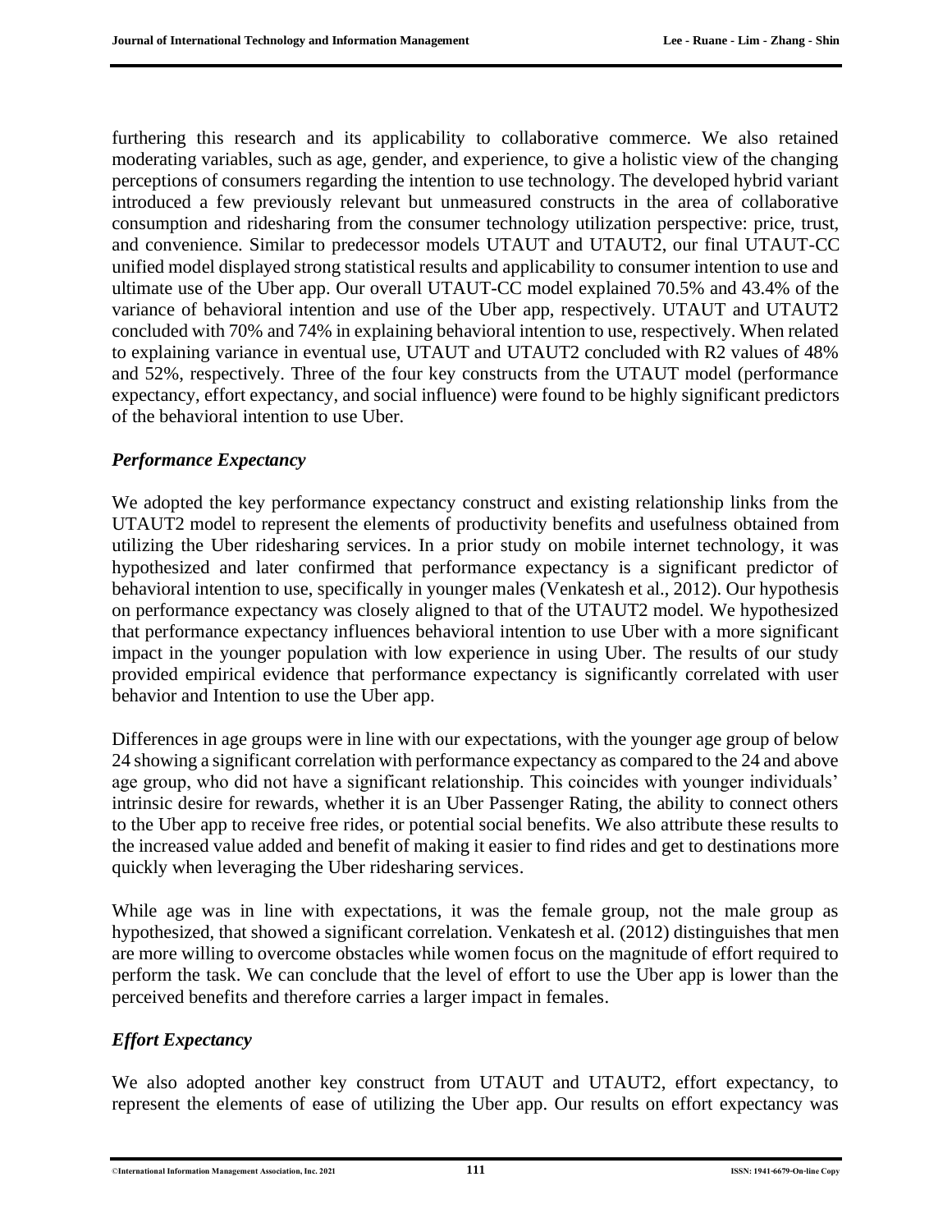furthering this research and its applicability to collaborative commerce. We also retained moderating variables, such as age, gender, and experience, to give a holistic view of the changing perceptions of consumers regarding the intention to use technology. The developed hybrid variant introduced a few previously relevant but unmeasured constructs in the area of collaborative consumption and ridesharing from the consumer technology utilization perspective: price, trust, and convenience. Similar to predecessor models UTAUT and UTAUT2, our final UTAUT-CC unified model displayed strong statistical results and applicability to consumer intention to use and ultimate use of the Uber app. Our overall UTAUT-CC model explained 70.5% and 43.4% of the variance of behavioral intention and use of the Uber app, respectively. UTAUT and UTAUT2 concluded with 70% and 74% in explaining behavioral intention to use, respectively. When related to explaining variance in eventual use, UTAUT and UTAUT2 concluded with R2 values of 48% and 52%, respectively. Three of the four key constructs from the UTAUT model (performance expectancy, effort expectancy, and social influence) were found to be highly significant predictors of the behavioral intention to use Uber.

### *Performance Expectancy*

We adopted the key performance expectancy construct and existing relationship links from the UTAUT2 model to represent the elements of productivity benefits and usefulness obtained from utilizing the Uber ridesharing services. In a prior study on mobile internet technology, it was hypothesized and later confirmed that performance expectancy is a significant predictor of behavioral intention to use, specifically in younger males (Venkatesh et al., 2012). Our hypothesis on performance expectancy was closely aligned to that of the UTAUT2 model. We hypothesized that performance expectancy influences behavioral intention to use Uber with a more significant impact in the younger population with low experience in using Uber. The results of our study provided empirical evidence that performance expectancy is significantly correlated with user behavior and Intention to use the Uber app.

Differences in age groups were in line with our expectations, with the younger age group of below 24 showing a significant correlation with performance expectancy as compared to the 24 and above age group, who did not have a significant relationship. This coincides with younger individuals' intrinsic desire for rewards, whether it is an Uber Passenger Rating, the ability to connect others to the Uber app to receive free rides, or potential social benefits. We also attribute these results to the increased value added and benefit of making it easier to find rides and get to destinations more quickly when leveraging the Uber ridesharing services.

While age was in line with expectations, it was the female group, not the male group as hypothesized, that showed a significant correlation. Venkatesh et al. (2012) distinguishes that men are more willing to overcome obstacles while women focus on the magnitude of effort required to perform the task. We can conclude that the level of effort to use the Uber app is lower than the perceived benefits and therefore carries a larger impact in females.

### *Effort Expectancy*

We also adopted another key construct from UTAUT and UTAUT2, effort expectancy, to represent the elements of ease of utilizing the Uber app. Our results on effort expectancy was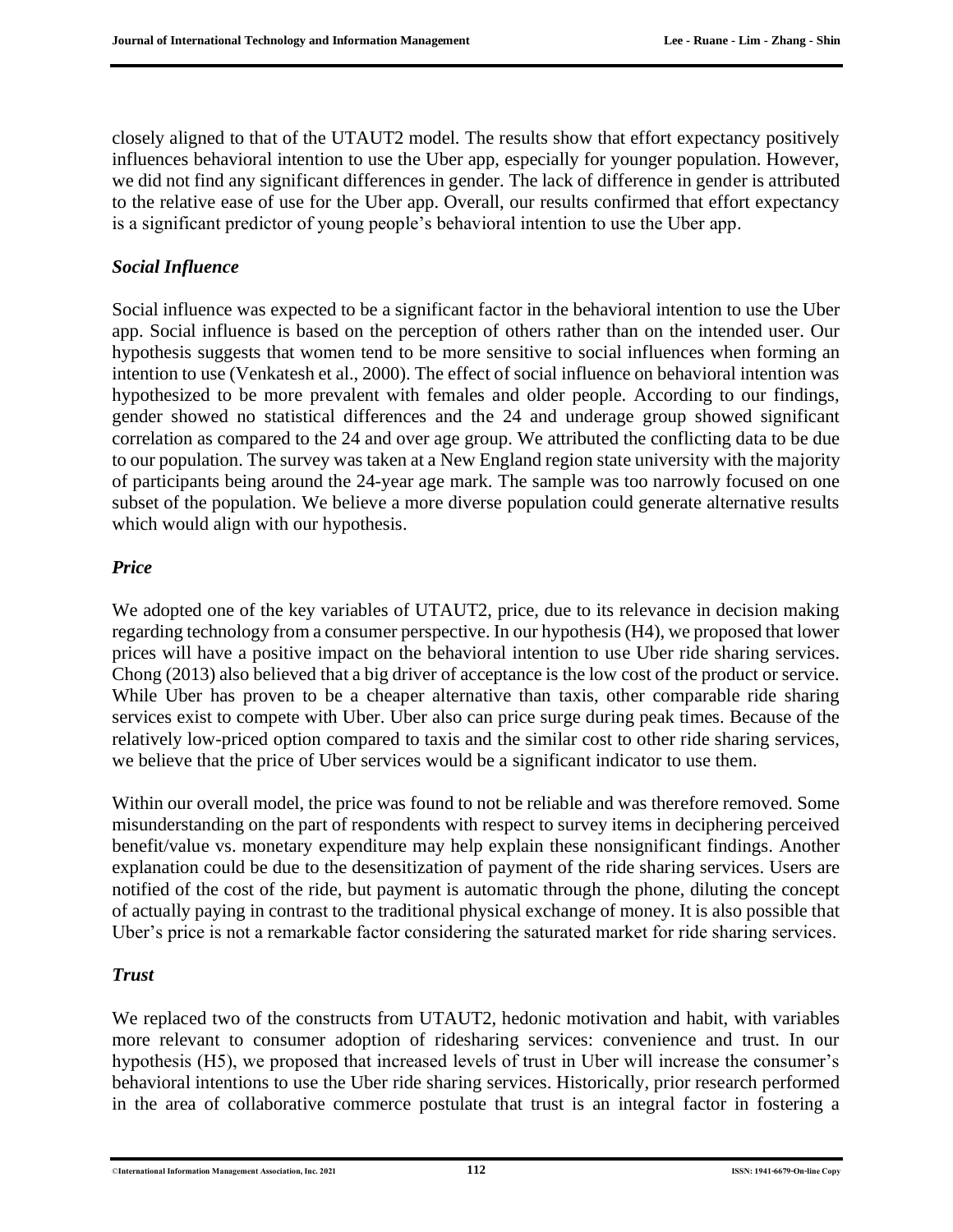closely aligned to that of the UTAUT2 model. The results show that effort expectancy positively influences behavioral intention to use the Uber app, especially for younger population. However, we did not find any significant differences in gender. The lack of difference in gender is attributed to the relative ease of use for the Uber app. Overall, our results confirmed that effort expectancy is a significant predictor of young people's behavioral intention to use the Uber app.

### *Social Influence*

Social influence was expected to be a significant factor in the behavioral intention to use the Uber app. Social influence is based on the perception of others rather than on the intended user. Our hypothesis suggests that women tend to be more sensitive to social influences when forming an intention to use (Venkatesh et al., 2000). The effect of social influence on behavioral intention was hypothesized to be more prevalent with females and older people. According to our findings, gender showed no statistical differences and the 24 and underage group showed significant correlation as compared to the 24 and over age group. We attributed the conflicting data to be due to our population. The survey was taken at a New England region state university with the majority of participants being around the 24-year age mark. The sample was too narrowly focused on one subset of the population. We believe a more diverse population could generate alternative results which would align with our hypothesis.

### *Price*

We adopted one of the key variables of UTAUT2, price, due to its relevance in decision making regarding technology from a consumer perspective. In our hypothesis (H4), we proposed that lower prices will have a positive impact on the behavioral intention to use Uber ride sharing services. Chong (2013) also believed that a big driver of acceptance is the low cost of the product or service. While Uber has proven to be a cheaper alternative than taxis, other comparable ride sharing services exist to compete with Uber. Uber also can price surge during peak times. Because of the relatively low-priced option compared to taxis and the similar cost to other ride sharing services, we believe that the price of Uber services would be a significant indicator to use them.

Within our overall model, the price was found to not be reliable and was therefore removed. Some misunderstanding on the part of respondents with respect to survey items in deciphering perceived benefit/value vs. monetary expenditure may help explain these nonsignificant findings. Another explanation could be due to the desensitization of payment of the ride sharing services. Users are notified of the cost of the ride, but payment is automatic through the phone, diluting the concept of actually paying in contrast to the traditional physical exchange of money. It is also possible that Uber's price is not a remarkable factor considering the saturated market for ride sharing services.

### *Trust*

We replaced two of the constructs from UTAUT2, hedonic motivation and habit, with variables more relevant to consumer adoption of ridesharing services: convenience and trust. In our hypothesis (H5), we proposed that increased levels of trust in Uber will increase the consumer's behavioral intentions to use the Uber ride sharing services. Historically, prior research performed in the area of collaborative commerce postulate that trust is an integral factor in fostering a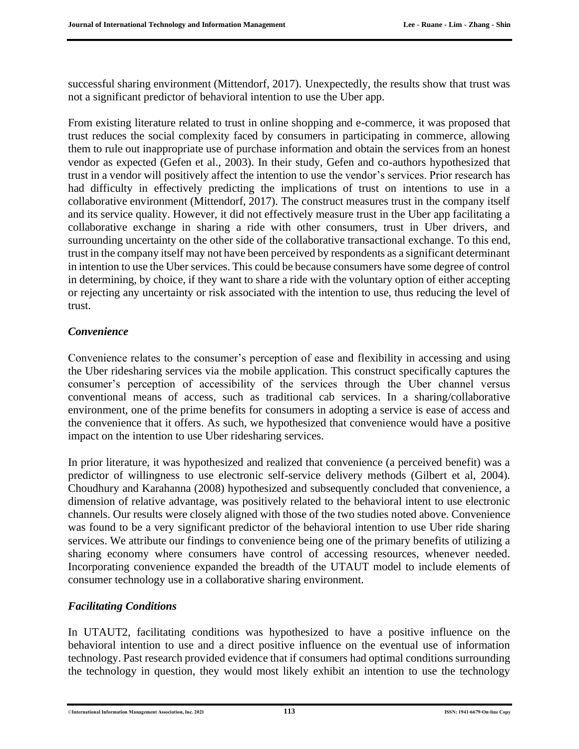successful sharing environment (Mittendorf, 2017). Unexpectedly, the results show that trust was not a significant predictor of behavioral intention to use the Uber app.

From existing literature related to trust in online shopping and e-commerce, it was proposed that trust reduces the social complexity faced by consumers in participating in commerce, allowing them to rule out inappropriate use of purchase information and obtain the services from an honest vendor as expected (Gefen et al., 2003). In their study, Gefen and co-authors hypothesized that trust in a vendor will positively affect the intention to use the vendor's services. Prior research has had difficulty in effectively predicting the implications of trust on intentions to use in a collaborative environment (Mittendorf, 2017). The construct measures trust in the company itself and its service quality. However, it did not effectively measure trust in the Uber app facilitating a collaborative exchange in sharing a ride with other consumers, trust in Uber drivers, and surrounding uncertainty on the other side of the collaborative transactional exchange. To this end, trust in the company itself may not have been perceived by respondents as a significant determinant in intention to use the Uber services. This could be because consumers have some degree of control in determining, by choice, if they want to share a ride with the voluntary option of either accepting or rejecting any uncertainty or risk associated with the intention to use, thus reducing the level of trust.

### *Convenience*

Convenience relates to the consumer's perception of ease and flexibility in accessing and using the Uber ridesharing services via the mobile application. This construct specifically captures the consumer's perception of accessibility of the services through the Uber channel versus conventional means of access, such as traditional cab services. In a sharing/collaborative environment, one of the prime benefits for consumers in adopting a service is ease of access and the convenience that it offers. As such, we hypothesized that convenience would have a positive impact on the intention to use Uber ridesharing services.

In prior literature, it was hypothesized and realized that convenience (a perceived benefit) was a predictor of willingness to use electronic self-service delivery methods (Gilbert et al, 2004). Choudhury and Karahanna (2008) hypothesized and subsequently concluded that convenience, a dimension of relative advantage, was positively related to the behavioral intent to use electronic channels. Our results were closely aligned with those of the two studies noted above. Convenience was found to be a very significant predictor of the behavioral intention to use Uber ride sharing services. We attribute our findings to convenience being one of the primary benefits of utilizing a sharing economy where consumers have control of accessing resources, whenever needed. Incorporating convenience expanded the breadth of the UTAUT model to include elements of consumer technology use in a collaborative sharing environment.

### *Facilitating Conditions*

In UTAUT2, facilitating conditions was hypothesized to have a positive influence on the behavioral intention to use and a direct positive influence on the eventual use of information technology. Past research provided evidence that if consumers had optimal conditions surrounding the technology in question, they would most likely exhibit an intention to use the technology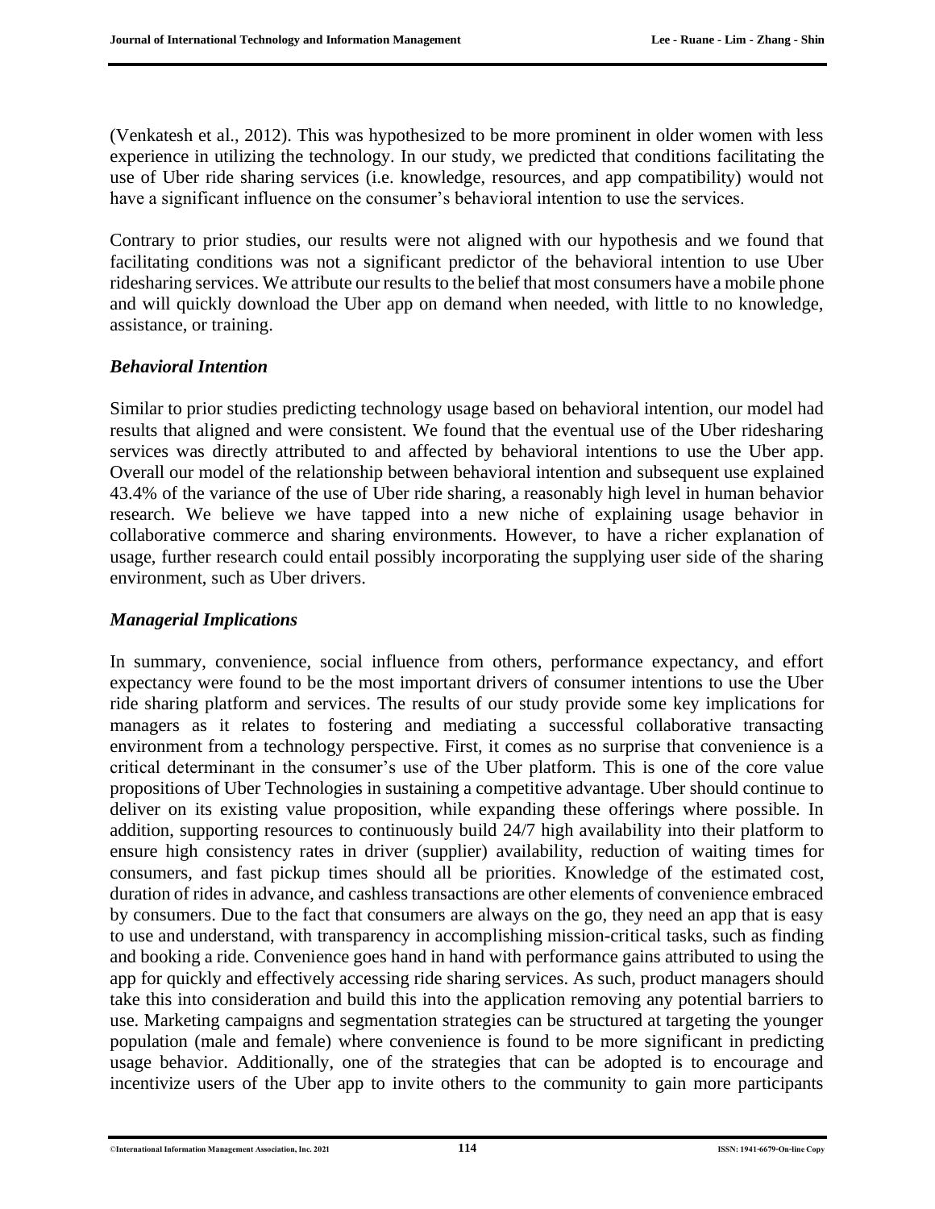(Venkatesh et al., 2012). This was hypothesized to be more prominent in older women with less experience in utilizing the technology. In our study, we predicted that conditions facilitating the use of Uber ride sharing services (i.e. knowledge, resources, and app compatibility) would not have a significant influence on the consumer's behavioral intention to use the services.

Contrary to prior studies, our results were not aligned with our hypothesis and we found that facilitating conditions was not a significant predictor of the behavioral intention to use Uber ridesharing services. We attribute our results to the belief that most consumers have a mobile phone and will quickly download the Uber app on demand when needed, with little to no knowledge, assistance, or training.

### *Behavioral Intention*

Similar to prior studies predicting technology usage based on behavioral intention, our model had results that aligned and were consistent. We found that the eventual use of the Uber ridesharing services was directly attributed to and affected by behavioral intentions to use the Uber app. Overall our model of the relationship between behavioral intention and subsequent use explained 43.4% of the variance of the use of Uber ride sharing, a reasonably high level in human behavior research. We believe we have tapped into a new niche of explaining usage behavior in collaborative commerce and sharing environments. However, to have a richer explanation of usage, further research could entail possibly incorporating the supplying user side of the sharing environment, such as Uber drivers.

### *Managerial Implications*

In summary, convenience, social influence from others, performance expectancy, and effort expectancy were found to be the most important drivers of consumer intentions to use the Uber ride sharing platform and services. The results of our study provide some key implications for managers as it relates to fostering and mediating a successful collaborative transacting environment from a technology perspective. First, it comes as no surprise that convenience is a critical determinant in the consumer's use of the Uber platform. This is one of the core value propositions of Uber Technologies in sustaining a competitive advantage. Uber should continue to deliver on its existing value proposition, while expanding these offerings where possible. In addition, supporting resources to continuously build 24/7 high availability into their platform to ensure high consistency rates in driver (supplier) availability, reduction of waiting times for consumers, and fast pickup times should all be priorities. Knowledge of the estimated cost, duration of rides in advance, and cashless transactions are other elements of convenience embraced by consumers. Due to the fact that consumers are always on the go, they need an app that is easy to use and understand, with transparency in accomplishing mission-critical tasks, such as finding and booking a ride. Convenience goes hand in hand with performance gains attributed to using the app for quickly and effectively accessing ride sharing services. As such, product managers should take this into consideration and build this into the application removing any potential barriers to use. Marketing campaigns and segmentation strategies can be structured at targeting the younger population (male and female) where convenience is found to be more significant in predicting usage behavior. Additionally, one of the strategies that can be adopted is to encourage and incentivize users of the Uber app to invite others to the community to gain more participants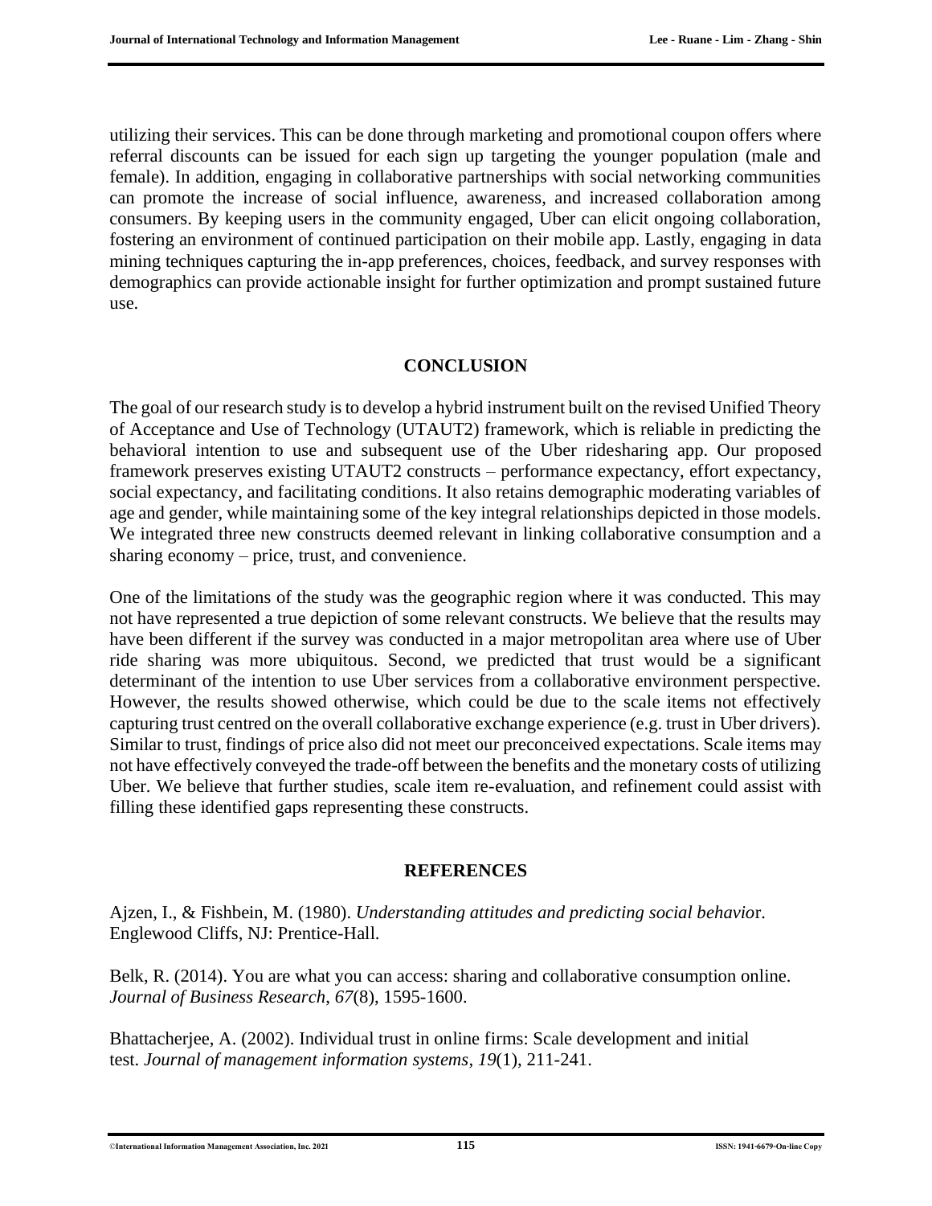utilizing their services. This can be done through marketing and promotional coupon offers where referral discounts can be issued for each sign up targeting the younger population (male and female). In addition, engaging in collaborative partnerships with social networking communities can promote the increase of social influence, awareness, and increased collaboration among consumers. By keeping users in the community engaged, Uber can elicit ongoing collaboration, fostering an environment of continued participation on their mobile app. Lastly, engaging in data mining techniques capturing the in-app preferences, choices, feedback, and survey responses with demographics can provide actionable insight for further optimization and prompt sustained future use.

## CONCLUSION

The goal of our research study is to develop a hybrid instrument built on the revised Unified Theory of Acceptance and Use of Technology (UTAUT2) framework, which is reliable in predicting the behavioral intention to use and subsequent use of the Uber ridesharing app. Our proposed framework preserves existing UTAUT2 constructs – performance expectancy, effort expectancy, social expectancy, and facilitating conditions. It also retains demographic moderating variables of age and gender, while maintaining some of the key integral relationships depicted in those models. We integrated three new constructs deemed relevant in linking collaborative consumption and a sharing economy – price, trust, and convenience.

One of the limitations of the study was the geographic region where it was conducted. This may not have represented a true depiction of some relevant constructs. We believe that the results may have been different if the survey was conducted in a major metropolitan area where use of Uber ride sharing was more ubiquitous. Second, we predicted that trust would be a significant determinant of the intention to use Uber services from a collaborative environment perspective. However, the results showed otherwise, which could be due to the scale items not effectively capturing trust centred on the overall collaborative exchange experience (e.g. trust in Uber drivers). Similar to trust, findings of price also did not meet our preconceived expectations. Scale items may not have effectively conveyed the trade-off between the benefits and the monetary costs of utilizing Uber. We believe that further studies, scale item re-evaluation, and refinement could assist with filling these identified gaps representing these constructs.

## REFERENCES

Ajzen, I., & Fishbein, M. (1980). *Understanding attitudes and predicting social behavior*. Englewood Cliffs, NJ: Prentice-Hall.

Belk, R. (2014). You are what you can access: sharing and collaborative consumption online. *Journal of Business Research, 67*(8), 1595-1600.

Bhattacherjee, A. (2002). Individual trust in online firms: Scale development and initial test. *Journal of management information systems, 19*(1), 211-241.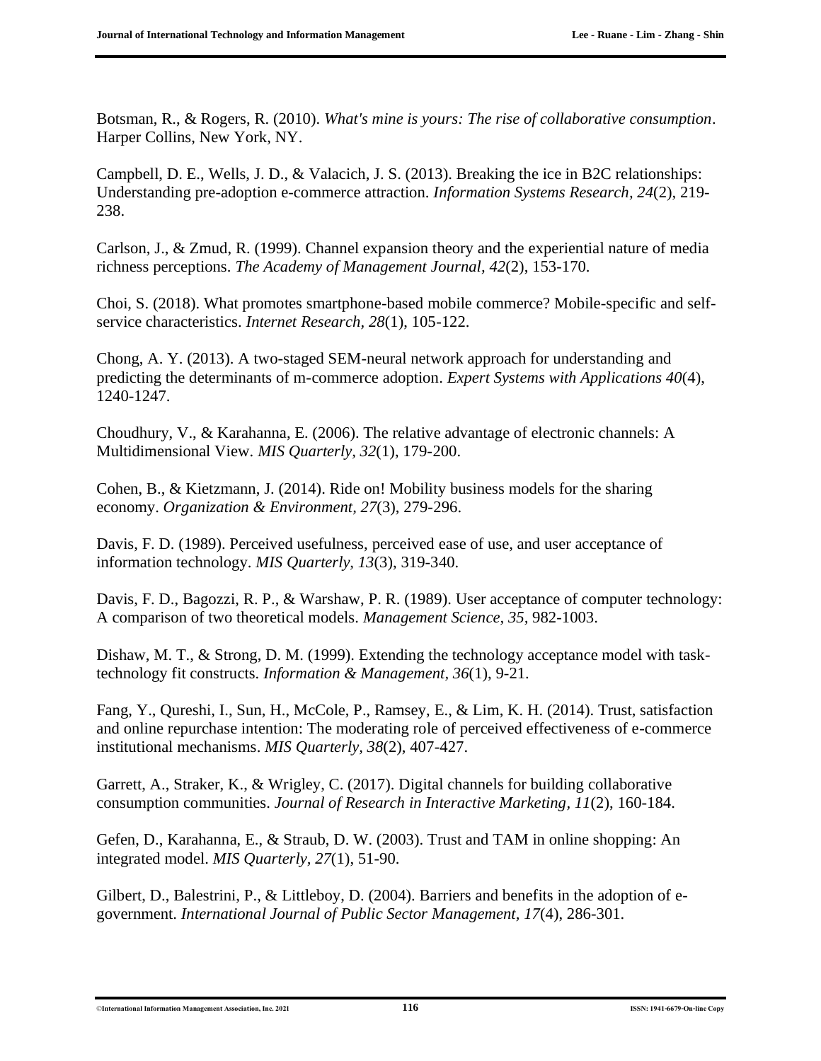Botsman, R., & Rogers, R. (2010). *What's mine is yours: The rise of collaborative consumption*. Harper Collins, New York, NY.

Campbell, D. E., Wells, J. D., & Valacich, J. S. (2013). Breaking the ice in B2C relationships: Understanding pre-adoption e-commerce attraction. *Information Systems Research, 24*(2), 219-238.

Carlson, J., & Zmud, R. (1999). Channel expansion theory and the experiential nature of media richness perceptions. *The Academy of Management Journal, 42*(2), 153-170.

Choi, S. (2018). What promotes smartphone-based mobile commerce? Mobile-specific and self-service characteristics. *Internet Research, 28*(1), 105-122.

Chong, A. Y. (2013). A two-staged SEM-neural network approach for understanding and predicting the determinants of m-commerce adoption. *Expert Systems with Applications 40*(4), 1240-1247.

Choudhury, V., & Karahanna, E. (2006). The relative advantage of electronic channels: A Multidimensional View. *MIS Quarterly, 32*(1), 179-200.

Cohen, B., & Kietzmann, J. (2014). Ride on! Mobility business models for the sharing economy. *Organization & Environment, 27*(3), 279-296.

Davis, F. D. (1989). Perceived usefulness, perceived ease of use, and user acceptance of information technology. *MIS Quarterly, 13*(3), 319-340.

Davis, F. D., Bagozzi, R. P., & Warshaw, P. R. (1989). User acceptance of computer technology: A comparison of two theoretical models. *Management Science, 35*, 982-1003.

Dishaw, M. T., & Strong, D. M. (1999). Extending the technology acceptance model with task-technology fit constructs. *Information & Management, 36*(1), 9-21.

Fang, Y., Qureshi, I., Sun, H., McCole, P., Ramsey, E., & Lim, K. H. (2014). Trust, satisfaction and online repurchase intention: The moderating role of perceived effectiveness of e-commerce institutional mechanisms. *MIS Quarterly, 38*(2), 407-427.

Garrett, A., Straker, K., & Wrigley, C. (2017). Digital channels for building collaborative consumption communities. *Journal of Research in Interactive Marketing, 11*(2), 160-184.

Gefen, D., Karahanna, E., & Straub, D. W. (2003). Trust and TAM in online shopping: An integrated model. *MIS Quarterly, 27*(1), 51-90.

Gilbert, D., Balestrini, P., & Littleboy, D. (2004). Barriers and benefits in the adoption of e-government. *International Journal of Public Sector Management, 17*(4), 286-301.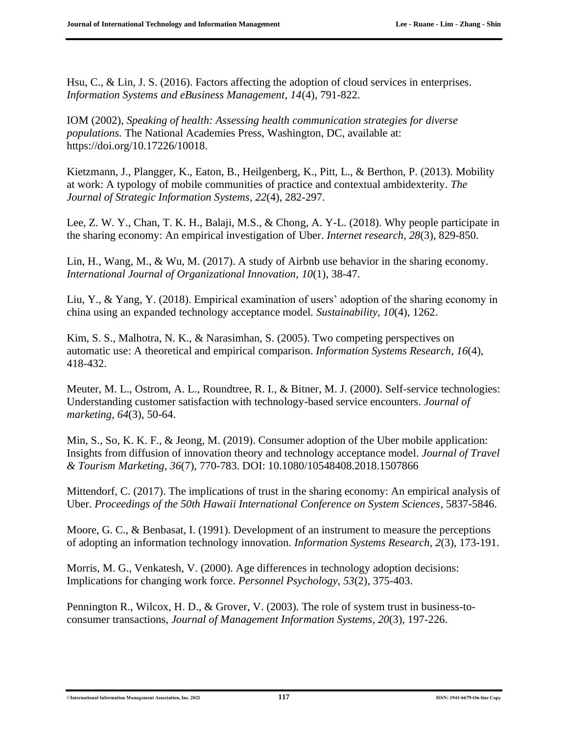Hsu, C., & Lin, J. S. (2016). Factors affecting the adoption of cloud services in enterprises. *Information Systems and eBusiness Management, 14*(4), 791-822.

IOM (2002), *Speaking of health: Assessing health communication strategies for diverse populations.* The National Academies Press, Washington, DC, available at: https://doi.org/10.17226/10018.

Kietzmann, J., Plangger, K., Eaton, B., Heilgenberg, K., Pitt, L., & Berthon, P. (2013). Mobility at work: A typology of mobile communities of practice and contextual ambidexterity. *The Journal of Strategic Information Systems, 22*(4), 282-297.

Lee, Z. W. Y., Chan, T. K. H., Balaji, M.S., & Chong, A. Y-L. (2018). Why people participate in the sharing economy: An empirical investigation of Uber. *Internet research, 28*(3), 829-850.

Lin, H., Wang, M., & Wu, M. (2017). A study of Airbnb use behavior in the sharing economy. *International Journal of Organizational Innovation, 10*(1), 38-47.

Liu, Y., & Yang, Y. (2018). Empirical examination of users' adoption of the sharing economy in china using an expanded technology acceptance model. *Sustainability, 10*(4), 1262.

Kim, S. S., Malhotra, N. K., & Narasimhan, S. (2005). Two competing perspectives on automatic use: A theoretical and empirical comparison. *Information Systems Research, 16*(4), 418-432.

Meuter, M. L., Ostrom, A. L., Roundtree, R. I., & Bitner, M. J. (2000). Self-service technologies: Understanding customer satisfaction with technology-based service encounters. *Journal of marketing, 64*(3), 50-64.

Min, S., So, K. K. F., & Jeong, M. (2019). Consumer adoption of the Uber mobile application: Insights from diffusion of innovation theory and technology acceptance model. *Journal of Travel & Tourism Marketing, 36*(7), 770-783. DOI: 10.1080/10548408.2018.1507866

Mittendorf, C. (2017). The implications of trust in the sharing economy: An empirical analysis of Uber. *Proceedings of the 50th Hawaii International Conference on System Sciences*, 5837-5846.

Moore, G. C., & Benbasat, I. (1991). Development of an instrument to measure the perceptions of adopting an information technology innovation. *Information Systems Research, 2*(3), 173-191.

Morris, M. G., Venkatesh, V. (2000). Age differences in technology adoption decisions: Implications for changing work force. *Personnel Psychology, 53*(2), 375-403.

Pennington R., Wilcox, H. D., & Grover, V. (2003). The role of system trust in business-to-consumer transactions, *Journal of Management Information Systems, 20*(3), 197-226.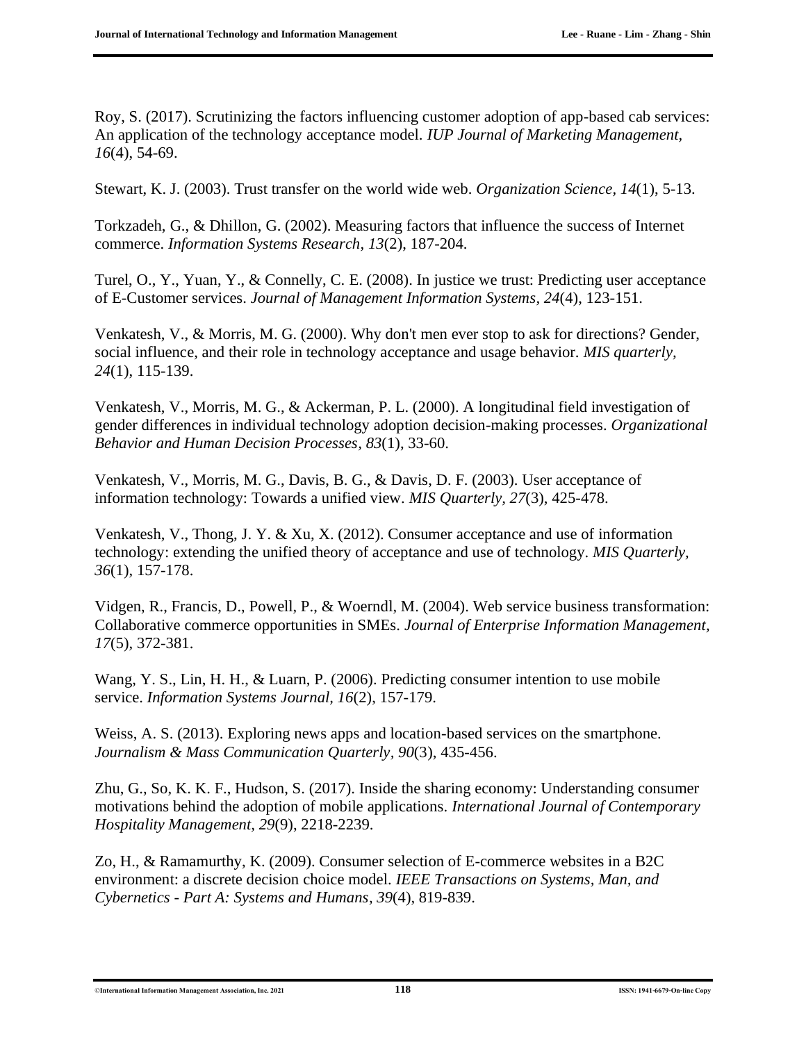Roy, S. (2017). Scrutinizing the factors influencing customer adoption of app-based cab services: An application of the technology acceptance model. *IUP Journal of Marketing Management, 16*(4), 54-69.

Stewart, K. J. (2003). Trust transfer on the world wide web. *Organization Science, 14*(1), 5-13.

Torkzadeh, G., & Dhillon, G. (2002). Measuring factors that influence the success of Internet commerce. *Information Systems Research, 13*(2), 187-204.

Turel, O., Y., Yuan, Y., & Connelly, C. E. (2008). In justice we trust: Predicting user acceptance of E-Customer services. *Journal of Management Information Systems, 24*(4), 123-151.

Venkatesh, V., & Morris, M. G. (2000). Why don't men ever stop to ask for directions? Gender, social influence, and their role in technology acceptance and usage behavior. *MIS quarterly, 24*(1), 115-139.

Venkatesh, V., Morris, M. G., & Ackerman, P. L. (2000). A longitudinal field investigation of gender differences in individual technology adoption decision-making processes. *Organizational Behavior and Human Decision Processes, 83*(1), 33-60.

Venkatesh, V., Morris, M. G., Davis, B. G., & Davis, D. F. (2003). User acceptance of information technology: Towards a unified view. *MIS Quarterly, 27*(3), 425-478.

Venkatesh, V., Thong, J. Y. & Xu, X. (2012). Consumer acceptance and use of information technology: extending the unified theory of acceptance and use of technology. *MIS Quarterly, 36*(1), 157-178.

Vidgen, R., Francis, D., Powell, P., & Woerndl, M. (2004). Web service business transformation: Collaborative commerce opportunities in SMEs. *Journal of Enterprise Information Management, 17*(5), 372-381.

Wang, Y. S., Lin, H. H., & Luarn, P. (2006). Predicting consumer intention to use mobile service. *Information Systems Journal, 16*(2), 157-179.

Weiss, A. S. (2013). Exploring news apps and location-based services on the smartphone. *Journalism & Mass Communication Quarterly, 90*(3), 435-456.

Zhu, G., So, K. K. F., Hudson, S. (2017). Inside the sharing economy: Understanding consumer motivations behind the adoption of mobile applications. *International Journal of Contemporary Hospitality Management, 29*(9), 2218-2239.

Zo, H., & Ramamurthy, K. (2009). Consumer selection of E-commerce websites in a B2C environment: a discrete decision choice model. *IEEE Transactions on Systems, Man, and Cybernetics - Part A: Systems and Humans, 39*(4), 819-839.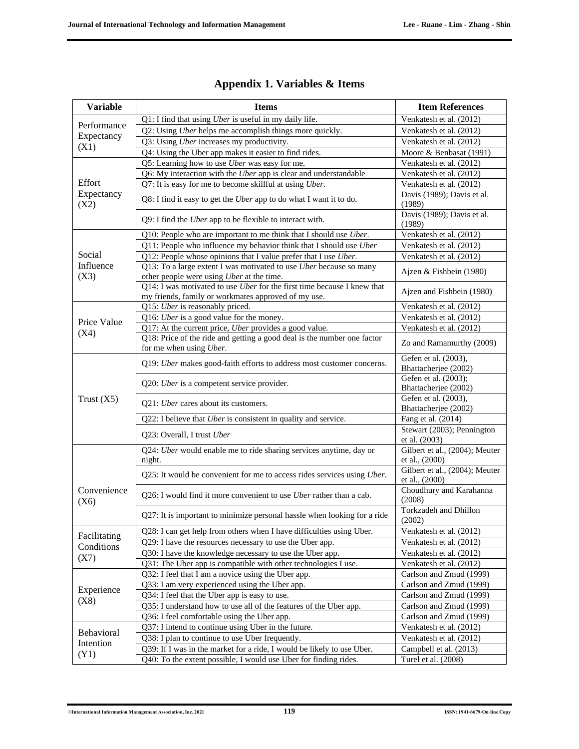## Appendix 1. Variables & Items

| Variable | Items | Item References |
|---|---|---|
| Performance Expectancy (X1) | Q1: I find that using *Uber* is useful in my daily life. | Venkatesh et al. (2012) |
| | Q2: Using *Uber* helps me accomplish things more quickly. | Venkatesh et al. (2012) |
| | Q3: Using *Uber* increases my productivity. | Venkatesh et al. (2012) |
| | Q4: Using the Uber app makes it easier to find rides. | Moore & Benbasat (1991) |
| Effort Expectancy (X2) | Q5: Learning how to use *Uber* was easy for me. | Venkatesh et al. (2012) |
| | Q6: My interaction with the *Uber* app is clear and understandable | Venkatesh et al. (2012) |
| | Q7: It is easy for me to become skillful at using *Uber*. | Venkatesh et al. (2012) |
| | Q8: I find it easy to get the *Uber* app to do what I want it to do. | Davis (1989); Davis et al. (1989) |
| | Q9: I find the *Uber* app to be flexible to interact with. | Davis (1989); Davis et al. (1989) |
| Social Influence (X3) | Q10: People who are important to me think that I should use *Uber*. | Venkatesh et al. (2012) |
| | Q11: People who influence my behavior think that I should use *Uber* | Venkatesh et al. (2012) |
| | Q12: People whose opinions that I value prefer that I use *Uber*. | Venkatesh et al. (2012) |
| | Q13: To a large extent I was motivated to use *Uber* because so many other people were using *Uber* at the time. | Ajzen & Fishbein (1980) |
| | Q14: I was motivated to use *Uber* for the first time because I knew that my friends, family or workmates approved of my use. | Ajzen and Fishbein (1980) |
| Price Value (X4) | Q15: *Uber* is reasonably priced. | Venkatesh et al. (2012) |
| | Q16: *Uber* is a good value for the money. | Venkatesh et al. (2012) |
| | Q17: At the current price, *Uber* provides a good value. | Venkatesh et al. (2012) |
| | Q18: Price of the ride and getting a good deal is the number one factor for me when using *Uber*. | Zo and Ramamurthy (2009) |
| Trust (X5) | Q19: *Uber* makes good-faith efforts to address most customer concerns. | Gefen et al. (2003), Bhattacherjee (2002) |
| | Q20: *Uber* is a competent service provider. | Gefen et al. (2003); Bhattacherjee (2002) |
| | Q21: *Uber* cares about its customers. | Gefen et al. (2003), Bhattacherjee (2002) |
| | Q22: I believe that *Uber* is consistent in quality and service. | Fang et al. (2014) |
| | Q23: Overall, I trust *Uber* | Stewart (2003); Pennington et al. (2003) |
| Convenience (X6) | Q24: *Uber* would enable me to ride sharing services anytime, day or night. | Gilbert et al., (2004); Meuter et al., (2000) |
| | Q25: It would be convenient for me to access rides services using *Uber*. | Gilbert et al., (2004); Meuter et al., (2000) |
| | Q26: I would find it more convenient to use *Uber* rather than a cab. | Choudhury and Karahanna (2008) |
| | Q27: It is important to minimize personal hassle when looking for a ride | Torkzadeh and Dhillon (2002) |
| Facilitating Conditions (X7) | Q28: I can get help from others when I have difficulties using Uber. | Venkatesh et al. (2012) |
| | Q29: I have the resources necessary to use the Uber app. | Venkatesh et al. (2012) |
| | Q30: I have the knowledge necessary to use the Uber app. | Venkatesh et al. (2012) |
| | Q31: The Uber app is compatible with other technologies I use. | Venkatesh et al. (2012) |
| Experience (X8) | Q32: I feel that I am a novice using the Uber app. | Carlson and Zmud (1999) |
| | Q33: I am very experienced using the Uber app. | Carlson and Zmud (1999) |
| | Q34: I feel that the Uber app is easy to use. | Carlson and Zmud (1999) |
| | Q35: I understand how to use all of the features of the Uber app. | Carlson and Zmud (1999) |
| | Q36: I feel comfortable using the Uber app. | Carlson and Zmud (1999) |
| Behavioral Intention (Y1) | Q37: I intend to continue using Uber in the future. | Venkatesh et al. (2012) |
| | Q38: I plan to continue to use Uber frequently. | Venkatesh et al. (2012) |
| | Q39: If I was in the market for a ride, I would be likely to use Uber. | Campbell et al. (2013) |
| | Q40: To the extent possible, I would use Uber for finding rides. | Turel et al. (2008) |